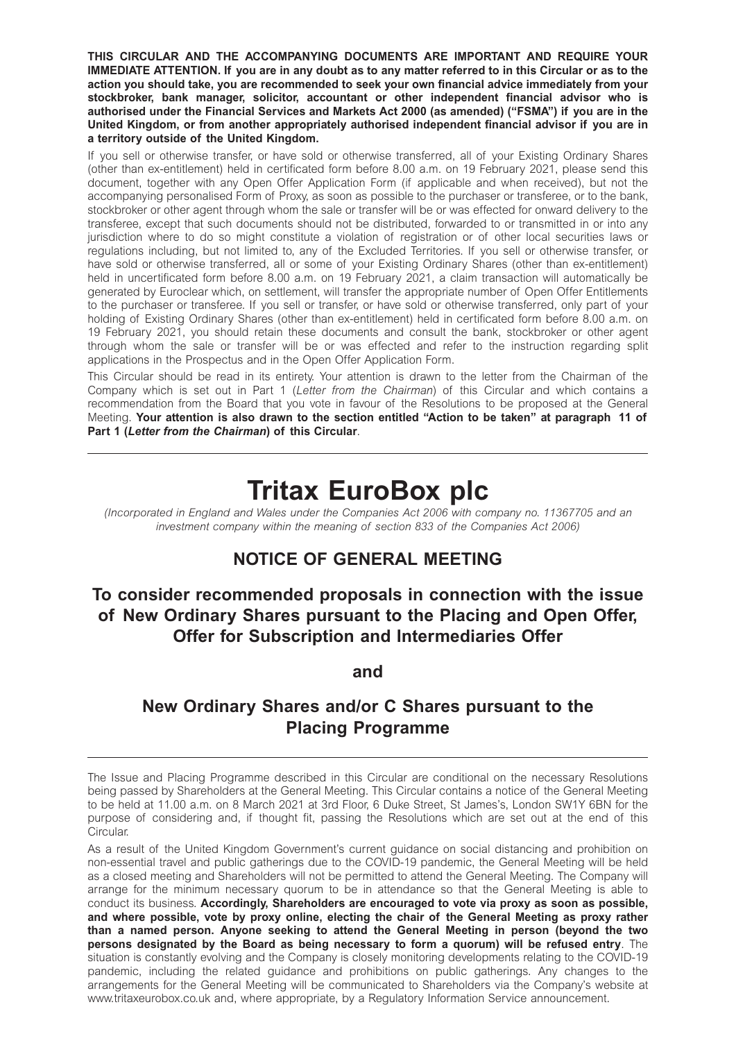**THIS CIRCULAR AND THE ACCOMPANYING DOCUMENTS ARE IMPORTANT AND REQUIRE YOUR IMMEDIATE ATTENTION. If you are in any doubt as to any matter referred to in this Circular or as to the action you should take, you are recommended to seek your own financial advice immediately from your stockbroker, bank manager, solicitor, accountant or other independent financial advisor who is authorised under the Financial Services and Markets Act 2000 (as amended) ("FSMA") if you are in the United Kingdom, or from another appropriately authorised independent financial advisor if you are in a territory outside of the United Kingdom.**

If you sell or otherwise transfer, or have sold or otherwise transferred, all of your Existing Ordinary Shares (other than ex-entitlement) held in certificated form before 8.00 a.m. on 19 February 2021, please send this document, together with any Open Offer Application Form (if applicable and when received), but not the accompanying personalised Form of Proxy, as soon as possible to the purchaser or transferee, or to the bank, stockbroker or other agent through whom the sale or transfer will be or was effected for onward delivery to the transferee, except that such documents should not be distributed, forwarded to or transmitted in or into any jurisdiction where to do so might constitute a violation of registration or of other local securities laws or regulations including, but not limited to, any of the Excluded Territories. If you sell or otherwise transfer, or have sold or otherwise transferred, all or some of your Existing Ordinary Shares (other than ex-entitlement) held in uncertificated form before 8.00 a.m. on 19 February 2021, a claim transaction will automatically be generated by Euroclear which, on settlement, will transfer the appropriate number of Open Offer Entitlements to the purchaser or transferee. If you sell or transfer, or have sold or otherwise transferred, only part of your holding of Existing Ordinary Shares (other than ex-entitlement) held in certificated form before 8.00 a.m. on 19 February 2021, you should retain these documents and consult the bank, stockbroker or other agent through whom the sale or transfer will be or was effected and refer to the instruction regarding split applications in the Prospectus and in the Open Offer Application Form.

This Circular should be read in its entirety. Your attention is drawn to the letter from the Chairman of the Company which is set out in Part 1 (*Letter from the Chairman*) of this Circular and which contains a recommendation from the Board that you vote in favour of the Resolutions to be proposed at the General Meeting. **Your attention is also drawn to the section entitled "Action to be taken" at paragraph 11 of Part 1 (*Letter from the Chairman*) of this Circular**.

---

# Tritax EuroBox plc

*(Incorporated in England and Wales under the Companies Act 2006 with company no. 11367705 and an investment company within the meaning of section 833 of the Companies Act 2006)*

## NOTICE OF GENERAL MEETING

## To consider recommended proposals in connection with the issue of New Ordinary Shares pursuant to the Placing and Open Offer, Offer for Subscription and Intermediaries Offer

## and

## New Ordinary Shares and/or C Shares pursuant to the Placing Programme

---

The Issue and Placing Programme described in this Circular are conditional on the necessary Resolutions being passed by Shareholders at the General Meeting. This Circular contains a notice of the General Meeting to be held at 11.00 a.m. on 8 March 2021 at 3rd Floor, 6 Duke Street, St James's, London SW1Y 6BN for the purpose of considering and, if thought fit, passing the Resolutions which are set out at the end of this Circular.

As a result of the United Kingdom Government's current guidance on social distancing and prohibition on non-essential travel and public gatherings due to the COVID-19 pandemic, the General Meeting will be held as a closed meeting and Shareholders will not be permitted to attend the General Meeting. The Company will arrange for the minimum necessary quorum to be in attendance so that the General Meeting is able to conduct its business. **Accordingly, Shareholders are encouraged to vote via proxy as soon as possible, and where possible, vote by proxy online, electing the chair of the General Meeting as proxy rather than a named person. Anyone seeking to attend the General Meeting in person (beyond the two persons designated by the Board as being necessary to form a quorum) will be refused entry**. The situation is constantly evolving and the Company is closely monitoring developments relating to the COVID-19 pandemic, including the related guidance and prohibitions on public gatherings. Any changes to the arrangements for the General Meeting will be communicated to Shareholders via the Company's website at www.tritaxeurobox.co.uk and, where appropriate, by a Regulatory Information Service announcement.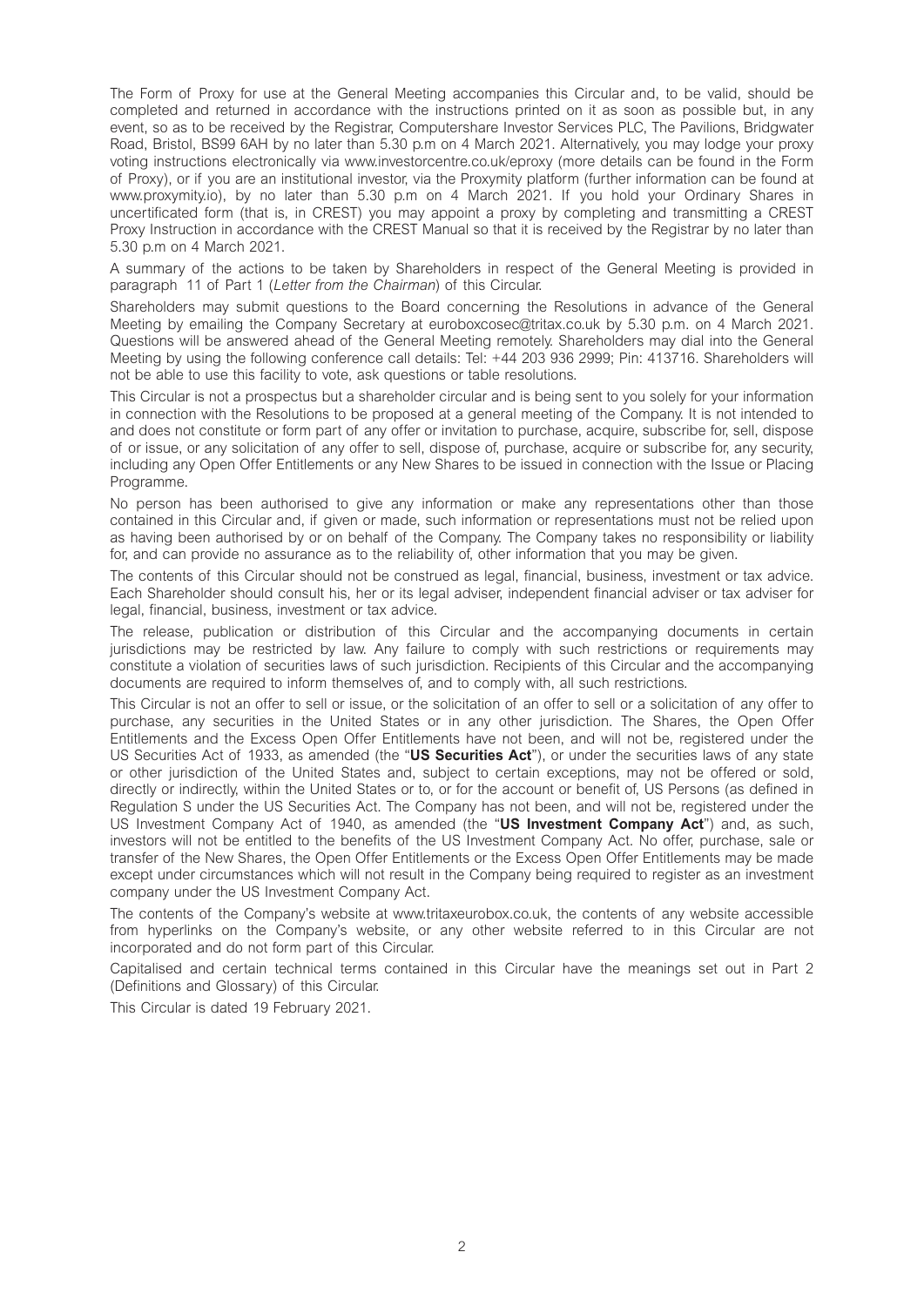The Form of Proxy for use at the General Meeting accompanies this Circular and, to be valid, should be completed and returned in accordance with the instructions printed on it as soon as possible but, in any event, so as to be received by the Registrar, Computershare Investor Services PLC, The Pavilions, Bridgwater Road, Bristol, BS99 6AH by no later than 5.30 p.m on 4 March 2021. Alternatively, you may lodge your proxy voting instructions electronically via www.investorcentre.co.uk/eproxy (more details can be found in the Form of Proxy), or if you are an institutional investor, via the Proxymity platform (further information can be found at www.proxymity.io), by no later than 5.30 p.m on 4 March 2021. If you hold your Ordinary Shares in uncertificated form (that is, in CREST) you may appoint a proxy by completing and transmitting a CREST Proxy Instruction in accordance with the CREST Manual so that it is received by the Registrar by no later than 5.30 p.m on 4 March 2021.

A summary of the actions to be taken by Shareholders in respect of the General Meeting is provided in paragraph 11 of Part 1 (*Letter from the Chairman*) of this Circular.

Shareholders may submit questions to the Board concerning the Resolutions in advance of the General Meeting by emailing the Company Secretary at euroboxcosec@tritax.co.uk by 5.30 p.m. on 4 March 2021. Questions will be answered ahead of the General Meeting remotely. Shareholders may dial into the General Meeting by using the following conference call details: Tel: +44 203 936 2999; Pin: 413716. Shareholders will not be able to use this facility to vote, ask questions or table resolutions.

This Circular is not a prospectus but a shareholder circular and is being sent to you solely for your information in connection with the Resolutions to be proposed at a general meeting of the Company. It is not intended to and does not constitute or form part of any offer or invitation to purchase, acquire, subscribe for, sell, dispose of or issue, or any solicitation of any offer to sell, dispose of, purchase, acquire or subscribe for, any security, including any Open Offer Entitlements or any New Shares to be issued in connection with the Issue or Placing Programme.

No person has been authorised to give any information or make any representations other than those contained in this Circular and, if given or made, such information or representations must not be relied upon as having been authorised by or on behalf of the Company. The Company takes no responsibility or liability for, and can provide no assurance as to the reliability of, other information that you may be given.

The contents of this Circular should not be construed as legal, financial, business, investment or tax advice. Each Shareholder should consult his, her or its legal adviser, independent financial adviser or tax adviser for legal, financial, business, investment or tax advice.

The release, publication or distribution of this Circular and the accompanying documents in certain jurisdictions may be restricted by law. Any failure to comply with such restrictions or requirements may constitute a violation of securities laws of such jurisdiction. Recipients of this Circular and the accompanying documents are required to inform themselves of, and to comply with, all such restrictions.

This Circular is not an offer to sell or issue, or the solicitation of an offer to sell or a solicitation of any offer to purchase, any securities in the United States or in any other jurisdiction. The Shares, the Open Offer Entitlements and the Excess Open Offer Entitlements have not been, and will not be, registered under the US Securities Act of 1933, as amended (the "**US Securities Act**"), or under the securities laws of any state or other jurisdiction of the United States and, subject to certain exceptions, may not be offered or sold, directly or indirectly, within the United States or to, or for the account or benefit of, US Persons (as defined in Regulation S under the US Securities Act. The Company has not been, and will not be, registered under the US Investment Company Act of 1940, as amended (the "**US Investment Company Act**") and, as such, investors will not be entitled to the benefits of the US Investment Company Act. No offer, purchase, sale or transfer of the New Shares, the Open Offer Entitlements or the Excess Open Offer Entitlements may be made except under circumstances which will not result in the Company being required to register as an investment company under the US Investment Company Act.

The contents of the Company's website at www.tritaxeurobox.co.uk, the contents of any website accessible from hyperlinks on the Company's website, or any other website referred to in this Circular are not incorporated and do not form part of this Circular.

Capitalised and certain technical terms contained in this Circular have the meanings set out in Part 2 (Definitions and Glossary) of this Circular.

This Circular is dated 19 February 2021.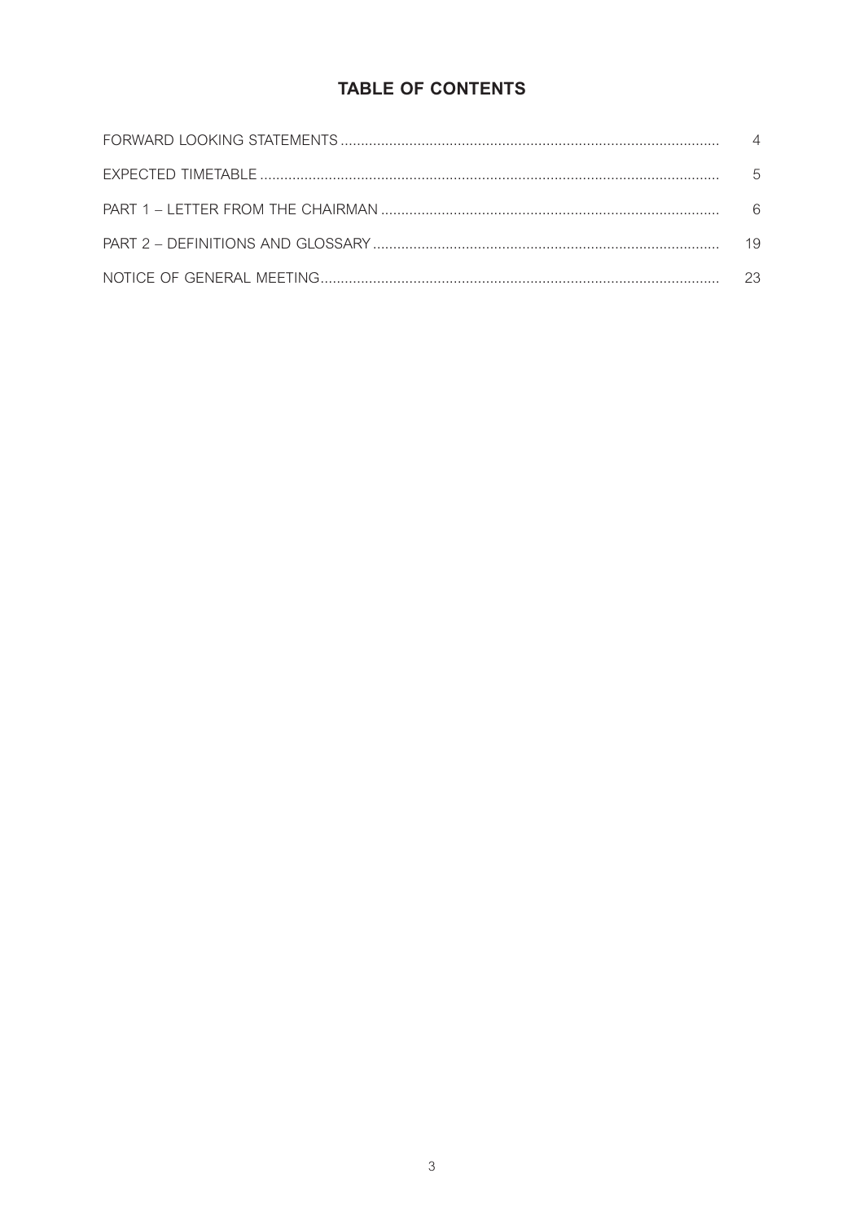# TABLE OF CONTENTS

| | |
|---|---|
| FORWARD LOOKING STATEMENTS | 4 |
| EXPECTED TIMETABLE | 5 |
| PART 1 – LETTER FROM THE CHAIRMAN | 6 |
| PART 2 – DEFINITIONS AND GLOSSARY | 19 |
| NOTICE OF GENERAL MEETING | 23 |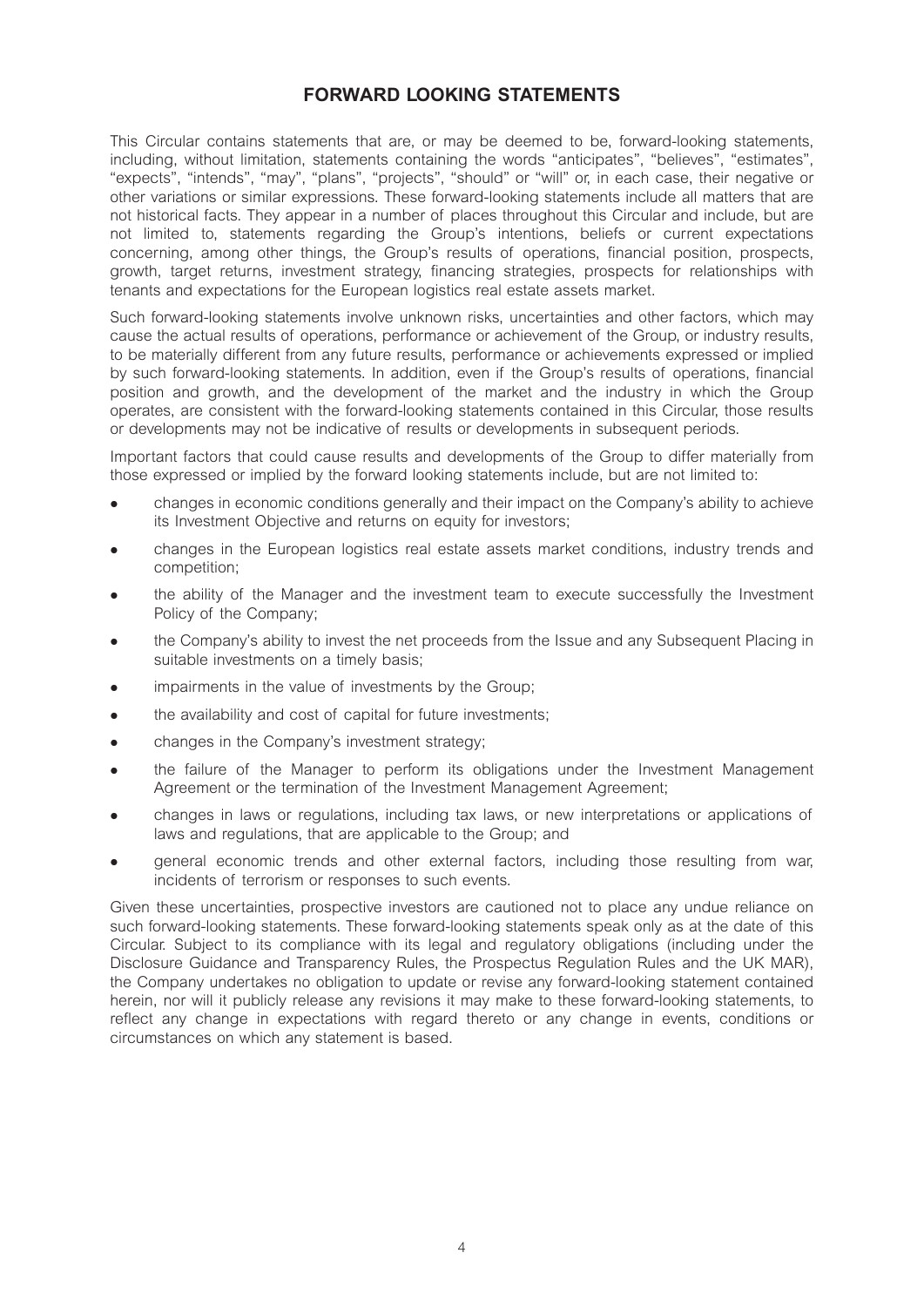# FORWARD LOOKING STATEMENTS

This Circular contains statements that are, or may be deemed to be, forward-looking statements, including, without limitation, statements containing the words "anticipates", "believes", "estimates", "expects", "intends", "may", "plans", "projects", "should" or "will" or, in each case, their negative or other variations or similar expressions. These forward-looking statements include all matters that are not historical facts. They appear in a number of places throughout this Circular and include, but are not limited to, statements regarding the Group's intentions, beliefs or current expectations concerning, among other things, the Group's results of operations, financial position, prospects, growth, target returns, investment strategy, financing strategies, prospects for relationships with tenants and expectations for the European logistics real estate assets market.

Such forward-looking statements involve unknown risks, uncertainties and other factors, which may cause the actual results of operations, performance or achievement of the Group, or industry results, to be materially different from any future results, performance or achievements expressed or implied by such forward-looking statements. In addition, even if the Group's results of operations, financial position and growth, and the development of the market and the industry in which the Group operates, are consistent with the forward-looking statements contained in this Circular, those results or developments may not be indicative of results or developments in subsequent periods.

Important factors that could cause results and developments of the Group to differ materially from those expressed or implied by the forward looking statements include, but are not limited to:

- changes in economic conditions generally and their impact on the Company's ability to achieve its Investment Objective and returns on equity for investors;
- changes in the European logistics real estate assets market conditions, industry trends and competition;
- the ability of the Manager and the investment team to execute successfully the Investment Policy of the Company;
- the Company's ability to invest the net proceeds from the Issue and any Subsequent Placing in suitable investments on a timely basis;
- impairments in the value of investments by the Group;
- the availability and cost of capital for future investments;
- changes in the Company's investment strategy;
- the failure of the Manager to perform its obligations under the Investment Management Agreement or the termination of the Investment Management Agreement;
- changes in laws or regulations, including tax laws, or new interpretations or applications of laws and regulations, that are applicable to the Group; and
- general economic trends and other external factors, including those resulting from war, incidents of terrorism or responses to such events.

Given these uncertainties, prospective investors are cautioned not to place any undue reliance on such forward-looking statements. These forward-looking statements speak only as at the date of this Circular. Subject to its compliance with its legal and regulatory obligations (including under the Disclosure Guidance and Transparency Rules, the Prospectus Regulation Rules and the UK MAR), the Company undertakes no obligation to update or revise any forward-looking statement contained herein, nor will it publicly release any revisions it may make to these forward-looking statements, to reflect any change in expectations with regard thereto or any change in events, conditions or circumstances on which any statement is based.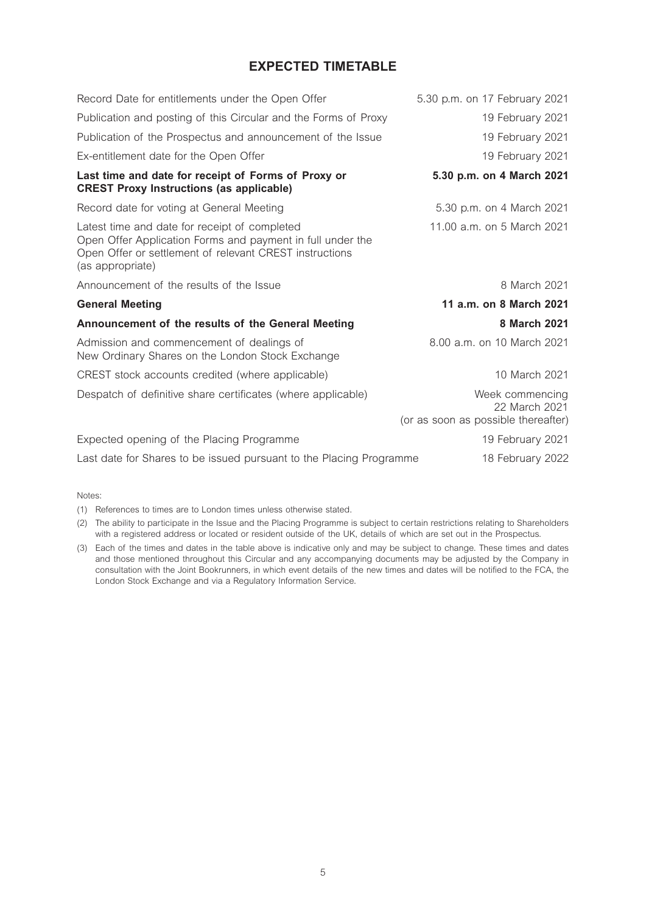# EXPECTED TIMETABLE

| | |
|---|---|
| Record Date for entitlements under the Open Offer | 5.30 p.m. on 17 February 2021 |
| Publication and posting of this Circular and the Forms of Proxy | 19 February 2021 |
| Publication of the Prospectus and announcement of the Issue | 19 February 2021 |
| Ex-entitlement date for the Open Offer | 19 February 2021 |
| **Last time and date for receipt of Forms of Proxy or CREST Proxy Instructions (as applicable)** | **5.30 p.m. on 4 March 2021** |
| Record date for voting at General Meeting | 5.30 p.m. on 4 March 2021 |
| Latest time and date for receipt of completed Open Offer Application Forms and payment in full under the Open Offer or settlement of relevant CREST instructions (as appropriate) | 11.00 a.m. on 5 March 2021 |
| Announcement of the results of the Issue | 8 March 2021 |
| **General Meeting** | **11 a.m. on 8 March 2021** |
| **Announcement of the results of the General Meeting** | **8 March 2021** |
| Admission and commencement of dealings of New Ordinary Shares on the London Stock Exchange | 8.00 a.m. on 10 March 2021 |
| CREST stock accounts credited (where applicable) | 10 March 2021 |
| Despatch of definitive share certificates (where applicable) | Week commencing 22 March 2021 (or as soon as possible thereafter) |
| Expected opening of the Placing Programme | 19 February 2021 |
| Last date for Shares to be issued pursuant to the Placing Programme | 18 February 2022 |

Notes:

(1) References to times are to London times unless otherwise stated.

(2) The ability to participate in the Issue and the Placing Programme is subject to certain restrictions relating to Shareholders with a registered address or located or resident outside of the UK, details of which are set out in the Prospectus.

(3) Each of the times and dates in the table above is indicative only and may be subject to change. These times and dates and those mentioned throughout this Circular and any accompanying documents may be adjusted by the Company in consultation with the Joint Bookrunners, in which event details of the new times and dates will be notified to the FCA, the London Stock Exchange and via a Regulatory Information Service.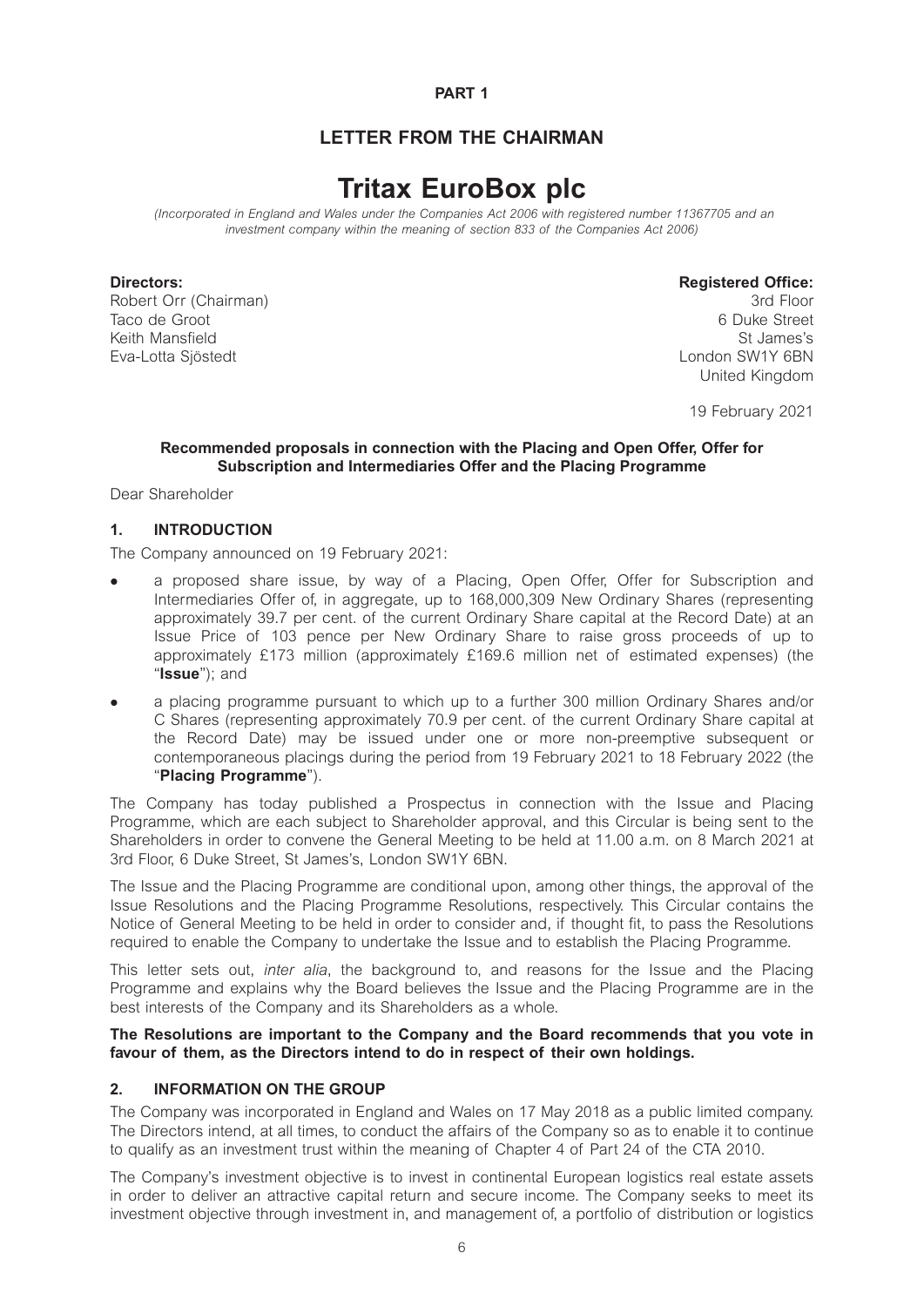# PART 1

## LETTER FROM THE CHAIRMAN

# Tritax EuroBox plc

*(Incorporated in England and Wales under the Companies Act 2006 with registered number 11367705 and an investment company within the meaning of section 833 of the Companies Act 2006)*

| **Directors:** | **Registered Office:** |
|---|---|
| Robert Orr (Chairman) | 3rd Floor |
| Taco de Groot | 6 Duke Street |
| Keith Mansfield | St James's |
| Eva-Lotta Sjöstedt | London SW1Y 6BN |
| | United Kingdom |

19 February 2021

**Recommended proposals in connection with the Placing and Open Offer, Offer for Subscription and Intermediaries Offer and the Placing Programme**

Dear Shareholder

### 1. INTRODUCTION

The Company announced on 19 February 2021:

- a proposed share issue, by way of a Placing, Open Offer, Offer for Subscription and Intermediaries Offer of, in aggregate, up to 168,000,309 New Ordinary Shares (representing approximately 39.7 per cent. of the current Ordinary Share capital at the Record Date) at an Issue Price of 103 pence per New Ordinary Share to raise gross proceeds of up to approximately £173 million (approximately £169.6 million net of estimated expenses) (the "**Issue**"); and
- a placing programme pursuant to which up to a further 300 million Ordinary Shares and/or C Shares (representing approximately 70.9 per cent. of the current Ordinary Share capital at the Record Date) may be issued under one or more non-preemptive subsequent or contemporaneous placings during the period from 19 February 2021 to 18 February 2022 (the "**Placing Programme**").

The Company has today published a Prospectus in connection with the Issue and Placing Programme, which are each subject to Shareholder approval, and this Circular is being sent to the Shareholders in order to convene the General Meeting to be held at 11.00 a.m. on 8 March 2021 at 3rd Floor, 6 Duke Street, St James's, London SW1Y 6BN.

The Issue and the Placing Programme are conditional upon, among other things, the approval of the Issue Resolutions and the Placing Programme Resolutions, respectively. This Circular contains the Notice of General Meeting to be held in order to consider and, if thought fit, to pass the Resolutions required to enable the Company to undertake the Issue and to establish the Placing Programme.

This letter sets out, *inter alia*, the background to, and reasons for the Issue and the Placing Programme and explains why the Board believes the Issue and the Placing Programme are in the best interests of the Company and its Shareholders as a whole.

**The Resolutions are important to the Company and the Board recommends that you vote in favour of them, as the Directors intend to do in respect of their own holdings.**

### 2. INFORMATION ON THE GROUP

The Company was incorporated in England and Wales on 17 May 2018 as a public limited company. The Directors intend, at all times, to conduct the affairs of the Company so as to enable it to continue to qualify as an investment trust within the meaning of Chapter 4 of Part 24 of the CTA 2010.

The Company's investment objective is to invest in continental European logistics real estate assets in order to deliver an attractive capital return and secure income. The Company seeks to meet its investment objective through investment in, and management of, a portfolio of distribution or logistics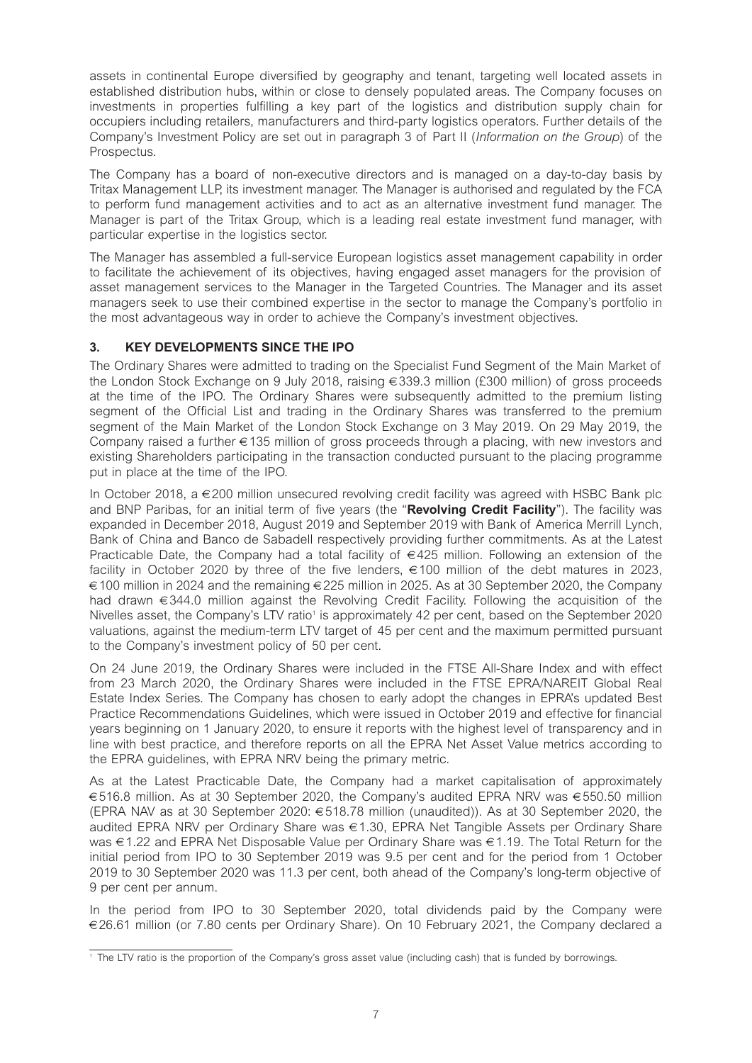assets in continental Europe diversified by geography and tenant, targeting well located assets in established distribution hubs, within or close to densely populated areas. The Company focuses on investments in properties fulfilling a key part of the logistics and distribution supply chain for occupiers including retailers, manufacturers and third-party logistics operators. Further details of the Company's Investment Policy are set out in paragraph 3 of Part II (*Information on the Group*) of the Prospectus.

The Company has a board of non-executive directors and is managed on a day-to-day basis by Tritax Management LLP, its investment manager. The Manager is authorised and regulated by the FCA to perform fund management activities and to act as an alternative investment fund manager. The Manager is part of the Tritax Group, which is a leading real estate investment fund manager, with particular expertise in the logistics sector.

The Manager has assembled a full-service European logistics asset management capability in order to facilitate the achievement of its objectives, having engaged asset managers for the provision of asset management services to the Manager in the Targeted Countries. The Manager and its asset managers seek to use their combined expertise in the sector to manage the Company's portfolio in the most advantageous way in order to achieve the Company's investment objectives.

## 3. KEY DEVELOPMENTS SINCE THE IPO

The Ordinary Shares were admitted to trading on the Specialist Fund Segment of the Main Market of the London Stock Exchange on 9 July 2018, raising €339.3 million (£300 million) of gross proceeds at the time of the IPO. The Ordinary Shares were subsequently admitted to the premium listing segment of the Official List and trading in the Ordinary Shares was transferred to the premium segment of the Main Market of the London Stock Exchange on 3 May 2019. On 29 May 2019, the Company raised a further €135 million of gross proceeds through a placing, with new investors and existing Shareholders participating in the transaction conducted pursuant to the placing programme put in place at the time of the IPO.

In October 2018, a €200 million unsecured revolving credit facility was agreed with HSBC Bank plc and BNP Paribas, for an initial term of five years (the "**Revolving Credit Facility**"). The facility was expanded in December 2018, August 2019 and September 2019 with Bank of America Merrill Lynch, Bank of China and Banco de Sabadell respectively providing further commitments. As at the Latest Practicable Date, the Company had a total facility of €425 million. Following an extension of the facility in October 2020 by three of the five lenders, €100 million of the debt matures in 2023, €100 million in 2024 and the remaining €225 million in 2025. As at 30 September 2020, the Company had drawn €344.0 million against the Revolving Credit Facility. Following the acquisition of the Nivelles asset, the Company's LTV ratio[1] is approximately 42 per cent, based on the September 2020 valuations, against the medium-term LTV target of 45 per cent and the maximum permitted pursuant to the Company's investment policy of 50 per cent.

On 24 June 2019, the Ordinary Shares were included in the FTSE All-Share Index and with effect from 23 March 2020, the Ordinary Shares were included in the FTSE EPRA/NAREIT Global Real Estate Index Series. The Company has chosen to early adopt the changes in EPRA's updated Best Practice Recommendations Guidelines, which were issued in October 2019 and effective for financial years beginning on 1 January 2020, to ensure it reports with the highest level of transparency and in line with best practice, and therefore reports on all the EPRA Net Asset Value metrics according to the EPRA guidelines, with EPRA NRV being the primary metric.

As at the Latest Practicable Date, the Company had a market capitalisation of approximately €516.8 million. As at 30 September 2020, the Company's audited EPRA NRV was €550.50 million (EPRA NAV as at 30 September 2020: €518.78 million (unaudited)). As at 30 September 2020, the audited EPRA NRV per Ordinary Share was €1.30, EPRA Net Tangible Assets per Ordinary Share was €1.22 and EPRA Net Disposable Value per Ordinary Share was €1.19. The Total Return for the initial period from IPO to 30 September 2019 was 9.5 per cent and for the period from 1 October 2019 to 30 September 2020 was 11.3 per cent, both ahead of the Company's long-term objective of 9 per cent per annum.

In the period from IPO to 30 September 2020, total dividends paid by the Company were €26.61 million (or 7.80 cents per Ordinary Share). On 10 February 2021, the Company declared a

[1] The LTV ratio is the proportion of the Company's gross asset value (including cash) that is funded by borrowings.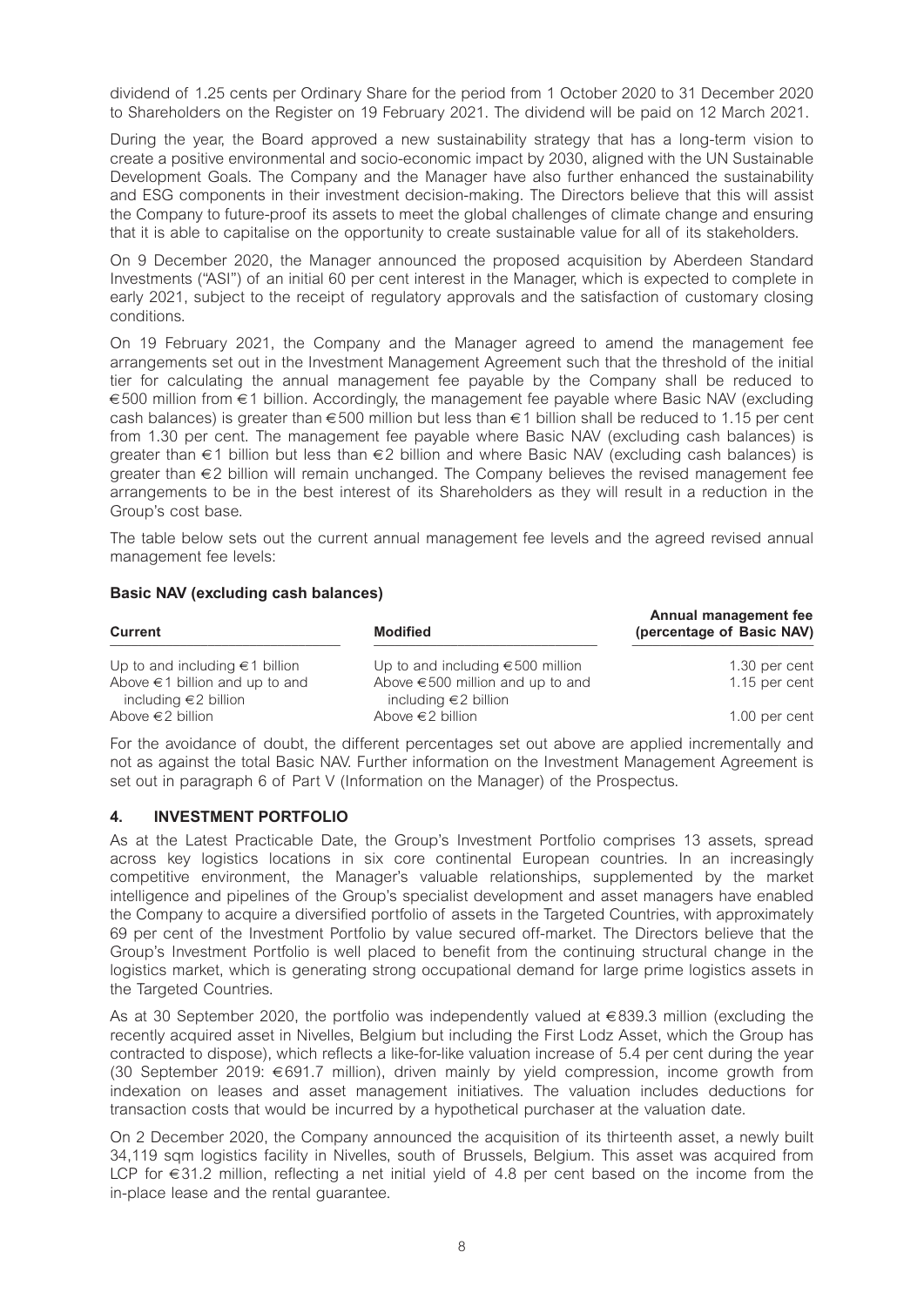dividend of 1.25 cents per Ordinary Share for the period from 1 October 2020 to 31 December 2020 to Shareholders on the Register on 19 February 2021. The dividend will be paid on 12 March 2021.

During the year, the Board approved a new sustainability strategy that has a long-term vision to create a positive environmental and socio-economic impact by 2030, aligned with the UN Sustainable Development Goals. The Company and the Manager have also further enhanced the sustainability and ESG components in their investment decision-making. The Directors believe that this will assist the Company to future-proof its assets to meet the global challenges of climate change and ensuring that it is able to capitalise on the opportunity to create sustainable value for all of its stakeholders.

On 9 December 2020, the Manager announced the proposed acquisition by Aberdeen Standard Investments ("ASI") of an initial 60 per cent interest in the Manager, which is expected to complete in early 2021, subject to the receipt of regulatory approvals and the satisfaction of customary closing conditions.

On 19 February 2021, the Company and the Manager agreed to amend the management fee arrangements set out in the Investment Management Agreement such that the threshold of the initial tier for calculating the annual management fee payable by the Company shall be reduced to €500 million from €1 billion. Accordingly, the management fee payable where Basic NAV (excluding cash balances) is greater than €500 million but less than €1 billion shall be reduced to 1.15 per cent from 1.30 per cent. The management fee payable where Basic NAV (excluding cash balances) is greater than €1 billion but less than €2 billion and where Basic NAV (excluding cash balances) is greater than €2 billion will remain unchanged. The Company believes the revised management fee arrangements to be in the best interest of its Shareholders as they will result in a reduction in the Group's cost base.

The table below sets out the current annual management fee levels and the agreed revised annual management fee levels:

**Basic NAV (excluding cash balances)**

| Current | Modified | Annual management fee (percentage of Basic NAV) |
|---|---|---|
| Up to and including €1 billion | Up to and including €500 million | 1.30 per cent |
| Above €1 billion and up to and including €2 billion | Above €500 million and up to and including €2 billion | 1.15 per cent |
| Above €2 billion | Above €2 billion | 1.00 per cent |

For the avoidance of doubt, the different percentages set out above are applied incrementally and not as against the total Basic NAV. Further information on the Investment Management Agreement is set out in paragraph 6 of Part V (Information on the Manager) of the Prospectus.

## 4. INVESTMENT PORTFOLIO

As at the Latest Practicable Date, the Group's Investment Portfolio comprises 13 assets, spread across key logistics locations in six core continental European countries. In an increasingly competitive environment, the Manager's valuable relationships, supplemented by the market intelligence and pipelines of the Group's specialist development and asset managers have enabled the Company to acquire a diversified portfolio of assets in the Targeted Countries, with approximately 69 per cent of the Investment Portfolio by value secured off-market. The Directors believe that the Group's Investment Portfolio is well placed to benefit from the continuing structural change in the logistics market, which is generating strong occupational demand for large prime logistics assets in the Targeted Countries.

As at 30 September 2020, the portfolio was independently valued at €839.3 million (excluding the recently acquired asset in Nivelles, Belgium but including the First Lodz Asset, which the Group has contracted to dispose), which reflects a like-for-like valuation increase of 5.4 per cent during the year (30 September 2019: €691.7 million), driven mainly by yield compression, income growth from indexation on leases and asset management initiatives. The valuation includes deductions for transaction costs that would be incurred by a hypothetical purchaser at the valuation date.

On 2 December 2020, the Company announced the acquisition of its thirteenth asset, a newly built 34,119 sqm logistics facility in Nivelles, south of Brussels, Belgium. This asset was acquired from LCP for €31.2 million, reflecting a net initial yield of 4.8 per cent based on the income from the in-place lease and the rental guarantee.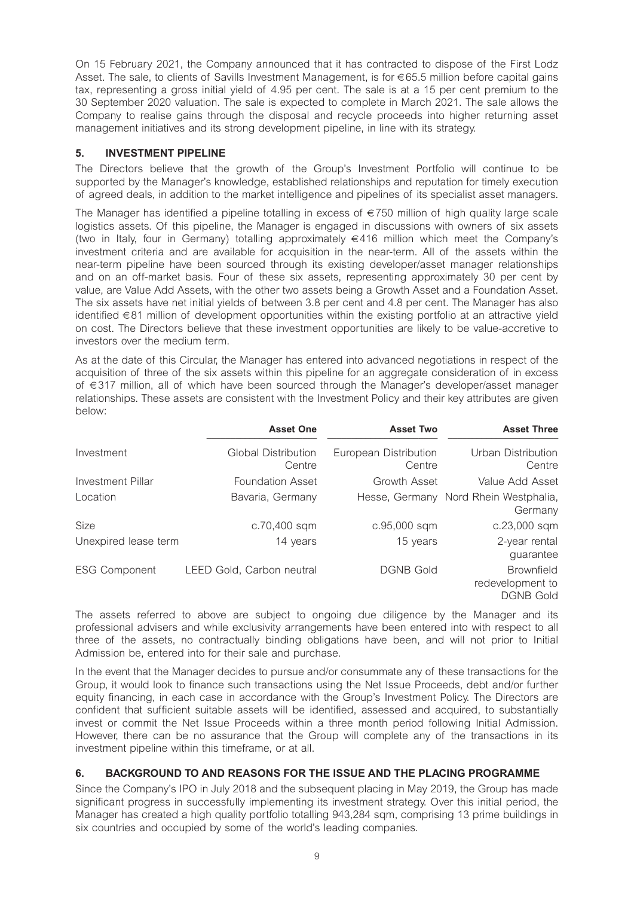On 15 February 2021, the Company announced that it has contracted to dispose of the First Lodz Asset. The sale, to clients of Savills Investment Management, is for €65.5 million before capital gains tax, representing a gross initial yield of 4.95 per cent. The sale is at a 15 per cent premium to the 30 September 2020 valuation. The sale is expected to complete in March 2021. The sale allows the Company to realise gains through the disposal and recycle proceeds into higher returning asset management initiatives and its strong development pipeline, in line with its strategy.

## 5. INVESTMENT PIPELINE

The Directors believe that the growth of the Group's Investment Portfolio will continue to be supported by the Manager's knowledge, established relationships and reputation for timely execution of agreed deals, in addition to the market intelligence and pipelines of its specialist asset managers.

The Manager has identified a pipeline totalling in excess of €750 million of high quality large scale logistics assets. Of this pipeline, the Manager is engaged in discussions with owners of six assets (two in Italy, four in Germany) totalling approximately €416 million which meet the Company's investment criteria and are available for acquisition in the near-term. All of the assets within the near-term pipeline have been sourced through its existing developer/asset manager relationships and on an off-market basis. Four of these six assets, representing approximately 30 per cent by value, are Value Add Assets, with the other two assets being a Growth Asset and a Foundation Asset. The six assets have net initial yields of between 3.8 per cent and 4.8 per cent. The Manager has also identified €81 million of development opportunities within the existing portfolio at an attractive yield on cost. The Directors believe that these investment opportunities are likely to be value-accretive to investors over the medium term.

As at the date of this Circular, the Manager has entered into advanced negotiations in respect of the acquisition of three of the six assets within this pipeline for an aggregate consideration of in excess of €317 million, all of which have been sourced through the Manager's developer/asset manager relationships. These assets are consistent with the Investment Policy and their key attributes are given below:

| | Asset One | Asset Two | Asset Three |
|---|---|---|---|
| Investment | Global Distribution Centre | European Distribution Centre | Urban Distribution Centre |
| Investment Pillar | Foundation Asset | Growth Asset | Value Add Asset |
| Location | Bavaria, Germany | Hesse, Germany | Nord Rhein Westphalia, Germany |
| Size | c.70,400 sqm | c.95,000 sqm | c.23,000 sqm |
| Unexpired lease term | 14 years | 15 years | 2-year rental guarantee |
| ESG Component | LEED Gold, Carbon neutral | DGNB Gold | Brownfield redevelopment to DGNB Gold |

The assets referred to above are subject to ongoing due diligence by the Manager and its professional advisers and while exclusivity arrangements have been entered into with respect to all three of the assets, no contractually binding obligations have been, and will not prior to Initial Admission be, entered into for their sale and purchase.

In the event that the Manager decides to pursue and/or consummate any of these transactions for the Group, it would look to finance such transactions using the Net Issue Proceeds, debt and/or further equity financing, in each case in accordance with the Group's Investment Policy. The Directors are confident that sufficient suitable assets will be identified, assessed and acquired, to substantially invest or commit the Net Issue Proceeds within a three month period following Initial Admission. However, there can be no assurance that the Group will complete any of the transactions in its investment pipeline within this timeframe, or at all.

## 6. BACKGROUND TO AND REASONS FOR THE ISSUE AND THE PLACING PROGRAMME

Since the Company's IPO in July 2018 and the subsequent placing in May 2019, the Group has made significant progress in successfully implementing its investment strategy. Over this initial period, the Manager has created a high quality portfolio totalling 943,284 sqm, comprising 13 prime buildings in six countries and occupied by some of the world's leading companies.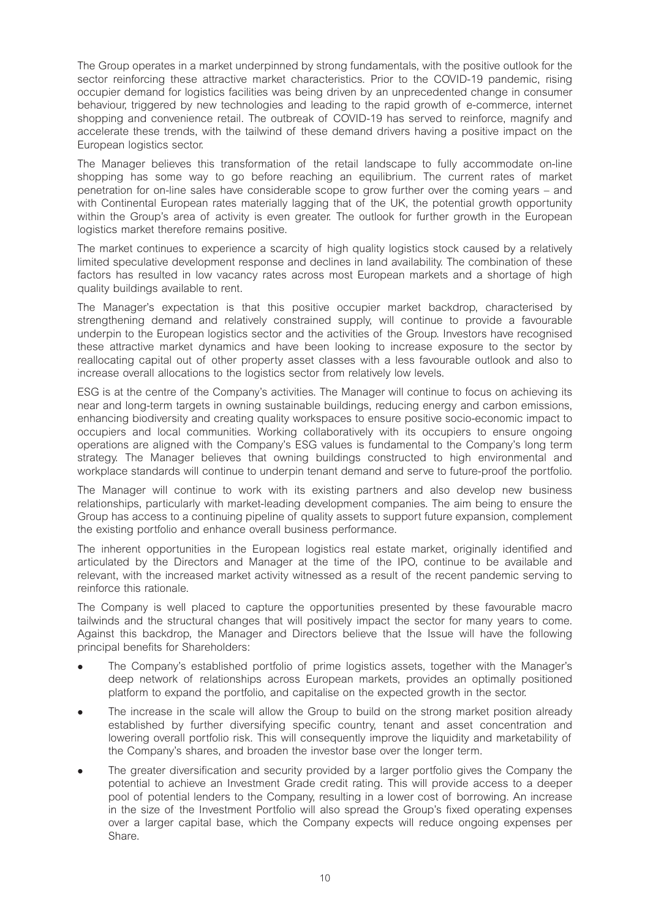The Group operates in a market underpinned by strong fundamentals, with the positive outlook for the sector reinforcing these attractive market characteristics. Prior to the COVID-19 pandemic, rising occupier demand for logistics facilities was being driven by an unprecedented change in consumer behaviour, triggered by new technologies and leading to the rapid growth of e-commerce, internet shopping and convenience retail. The outbreak of COVID-19 has served to reinforce, magnify and accelerate these trends, with the tailwind of these demand drivers having a positive impact on the European logistics sector.

The Manager believes this transformation of the retail landscape to fully accommodate on-line shopping has some way to go before reaching an equilibrium. The current rates of market penetration for on-line sales have considerable scope to grow further over the coming years – and with Continental European rates materially lagging that of the UK, the potential growth opportunity within the Group's area of activity is even greater. The outlook for further growth in the European logistics market therefore remains positive.

The market continues to experience a scarcity of high quality logistics stock caused by a relatively limited speculative development response and declines in land availability. The combination of these factors has resulted in low vacancy rates across most European markets and a shortage of high quality buildings available to rent.

The Manager's expectation is that this positive occupier market backdrop, characterised by strengthening demand and relatively constrained supply, will continue to provide a favourable underpin to the European logistics sector and the activities of the Group. Investors have recognised these attractive market dynamics and have been looking to increase exposure to the sector by reallocating capital out of other property asset classes with a less favourable outlook and also to increase overall allocations to the logistics sector from relatively low levels.

ESG is at the centre of the Company's activities. The Manager will continue to focus on achieving its near and long-term targets in owning sustainable buildings, reducing energy and carbon emissions, enhancing biodiversity and creating quality workspaces to ensure positive socio-economic impact to occupiers and local communities. Working collaboratively with its occupiers to ensure ongoing operations are aligned with the Company's ESG values is fundamental to the Company's long term strategy. The Manager believes that owning buildings constructed to high environmental and workplace standards will continue to underpin tenant demand and serve to future-proof the portfolio.

The Manager will continue to work with its existing partners and also develop new business relationships, particularly with market-leading development companies. The aim being to ensure the Group has access to a continuing pipeline of quality assets to support future expansion, complement the existing portfolio and enhance overall business performance.

The inherent opportunities in the European logistics real estate market, originally identified and articulated by the Directors and Manager at the time of the IPO, continue to be available and relevant, with the increased market activity witnessed as a result of the recent pandemic serving to reinforce this rationale.

The Company is well placed to capture the opportunities presented by these favourable macro tailwinds and the structural changes that will positively impact the sector for many years to come. Against this backdrop, the Manager and Directors believe that the Issue will have the following principal benefits for Shareholders:

- The Company's established portfolio of prime logistics assets, together with the Manager's deep network of relationships across European markets, provides an optimally positioned platform to expand the portfolio, and capitalise on the expected growth in the sector.
- The increase in the scale will allow the Group to build on the strong market position already established by further diversifying specific country, tenant and asset concentration and lowering overall portfolio risk. This will consequently improve the liquidity and marketability of the Company's shares, and broaden the investor base over the longer term.
- The greater diversification and security provided by a larger portfolio gives the Company the potential to achieve an Investment Grade credit rating. This will provide access to a deeper pool of potential lenders to the Company, resulting in a lower cost of borrowing. An increase in the size of the Investment Portfolio will also spread the Group's fixed operating expenses over a larger capital base, which the Company expects will reduce ongoing expenses per Share.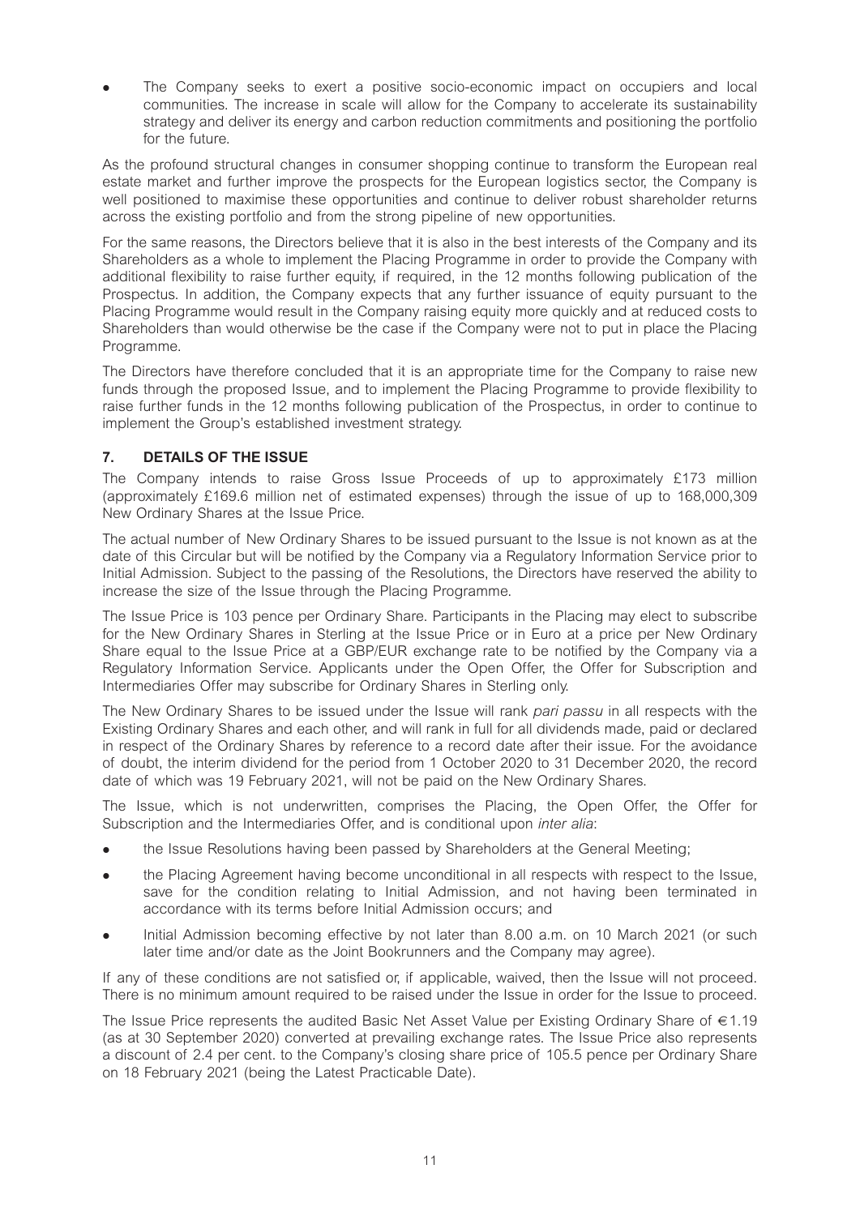- The Company seeks to exert a positive socio-economic impact on occupiers and local communities. The increase in scale will allow for the Company to accelerate its sustainability strategy and deliver its energy and carbon reduction commitments and positioning the portfolio for the future.

As the profound structural changes in consumer shopping continue to transform the European real estate market and further improve the prospects for the European logistics sector, the Company is well positioned to maximise these opportunities and continue to deliver robust shareholder returns across the existing portfolio and from the strong pipeline of new opportunities.

For the same reasons, the Directors believe that it is also in the best interests of the Company and its Shareholders as a whole to implement the Placing Programme in order to provide the Company with additional flexibility to raise further equity, if required, in the 12 months following publication of the Prospectus. In addition, the Company expects that any further issuance of equity pursuant to the Placing Programme would result in the Company raising equity more quickly and at reduced costs to Shareholders than would otherwise be the case if the Company were not to put in place the Placing Programme.

The Directors have therefore concluded that it is an appropriate time for the Company to raise new funds through the proposed Issue, and to implement the Placing Programme to provide flexibility to raise further funds in the 12 months following publication of the Prospectus, in order to continue to implement the Group's established investment strategy.

## 7. DETAILS OF THE ISSUE

The Company intends to raise Gross Issue Proceeds of up to approximately £173 million (approximately £169.6 million net of estimated expenses) through the issue of up to 168,000,309 New Ordinary Shares at the Issue Price.

The actual number of New Ordinary Shares to be issued pursuant to the Issue is not known as at the date of this Circular but will be notified by the Company via a Regulatory Information Service prior to Initial Admission. Subject to the passing of the Resolutions, the Directors have reserved the ability to increase the size of the Issue through the Placing Programme.

The Issue Price is 103 pence per Ordinary Share. Participants in the Placing may elect to subscribe for the New Ordinary Shares in Sterling at the Issue Price or in Euro at a price per New Ordinary Share equal to the Issue Price at a GBP/EUR exchange rate to be notified by the Company via a Regulatory Information Service. Applicants under the Open Offer, the Offer for Subscription and Intermediaries Offer may subscribe for Ordinary Shares in Sterling only.

The New Ordinary Shares to be issued under the Issue will rank *pari passu* in all respects with the Existing Ordinary Shares and each other, and will rank in full for all dividends made, paid or declared in respect of the Ordinary Shares by reference to a record date after their issue. For the avoidance of doubt, the interim dividend for the period from 1 October 2020 to 31 December 2020, the record date of which was 19 February 2021, will not be paid on the New Ordinary Shares.

The Issue, which is not underwritten, comprises the Placing, the Open Offer, the Offer for Subscription and the Intermediaries Offer, and is conditional upon *inter alia*:

- the Issue Resolutions having been passed by Shareholders at the General Meeting;
- the Placing Agreement having become unconditional in all respects with respect to the Issue, save for the condition relating to Initial Admission, and not having been terminated in accordance with its terms before Initial Admission occurs; and
- Initial Admission becoming effective by not later than 8.00 a.m. on 10 March 2021 (or such later time and/or date as the Joint Bookrunners and the Company may agree).

If any of these conditions are not satisfied or, if applicable, waived, then the Issue will not proceed. There is no minimum amount required to be raised under the Issue in order for the Issue to proceed.

The Issue Price represents the audited Basic Net Asset Value per Existing Ordinary Share of €1.19 (as at 30 September 2020) converted at prevailing exchange rates. The Issue Price also represents a discount of 2.4 per cent. to the Company's closing share price of 105.5 pence per Ordinary Share on 18 February 2021 (being the Latest Practicable Date).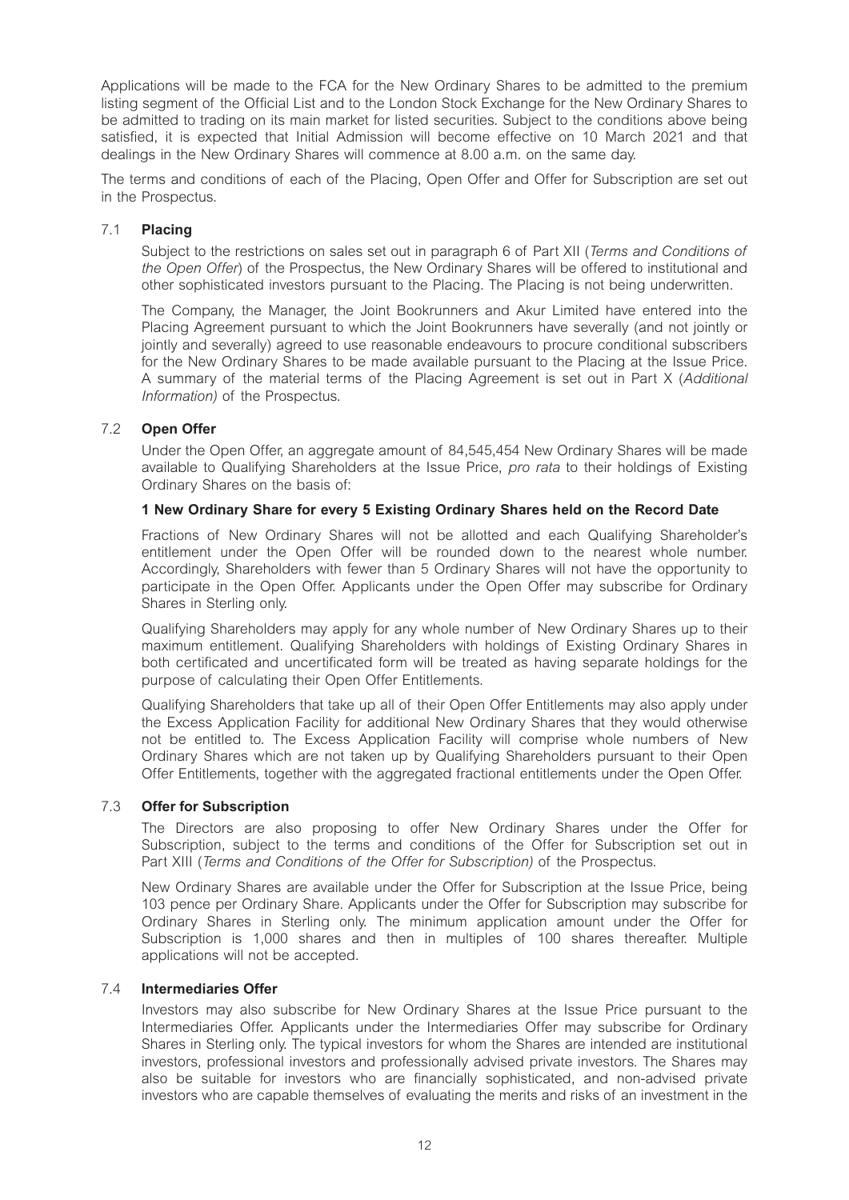Applications will be made to the FCA for the New Ordinary Shares to be admitted to the premium listing segment of the Official List and to the London Stock Exchange for the New Ordinary Shares to be admitted to trading on its main market for listed securities. Subject to the conditions above being satisfied, it is expected that Initial Admission will become effective on 10 March 2021 and that dealings in the New Ordinary Shares will commence at 8.00 a.m. on the same day.

The terms and conditions of each of the Placing, Open Offer and Offer for Subscription are set out in the Prospectus.

### 7.1 Placing

Subject to the restrictions on sales set out in paragraph 6 of Part XII (*Terms and Conditions of the Open Offer*) of the Prospectus, the New Ordinary Shares will be offered to institutional and other sophisticated investors pursuant to the Placing. The Placing is not being underwritten.

The Company, the Manager, the Joint Bookrunners and Akur Limited have entered into the Placing Agreement pursuant to which the Joint Bookrunners have severally (and not jointly or jointly and severally) agreed to use reasonable endeavours to procure conditional subscribers for the New Ordinary Shares to be made available pursuant to the Placing at the Issue Price. A summary of the material terms of the Placing Agreement is set out in Part X (*Additional Information)* of the Prospectus.

### 7.2 Open Offer

Under the Open Offer, an aggregate amount of 84,545,454 New Ordinary Shares will be made available to Qualifying Shareholders at the Issue Price, *pro rata* to their holdings of Existing Ordinary Shares on the basis of:

**1 New Ordinary Share for every 5 Existing Ordinary Shares held on the Record Date**

Fractions of New Ordinary Shares will not be allotted and each Qualifying Shareholder's entitlement under the Open Offer will be rounded down to the nearest whole number. Accordingly, Shareholders with fewer than 5 Ordinary Shares will not have the opportunity to participate in the Open Offer. Applicants under the Open Offer may subscribe for Ordinary Shares in Sterling only.

Qualifying Shareholders may apply for any whole number of New Ordinary Shares up to their maximum entitlement. Qualifying Shareholders with holdings of Existing Ordinary Shares in both certificated and uncertificated form will be treated as having separate holdings for the purpose of calculating their Open Offer Entitlements.

Qualifying Shareholders that take up all of their Open Offer Entitlements may also apply under the Excess Application Facility for additional New Ordinary Shares that they would otherwise not be entitled to. The Excess Application Facility will comprise whole numbers of New Ordinary Shares which are not taken up by Qualifying Shareholders pursuant to their Open Offer Entitlements, together with the aggregated fractional entitlements under the Open Offer.

### 7.3 Offer for Subscription

The Directors are also proposing to offer New Ordinary Shares under the Offer for Subscription, subject to the terms and conditions of the Offer for Subscription set out in Part XIII (*Terms and Conditions of the Offer for Subscription)* of the Prospectus.

New Ordinary Shares are available under the Offer for Subscription at the Issue Price, being 103 pence per Ordinary Share. Applicants under the Offer for Subscription may subscribe for Ordinary Shares in Sterling only. The minimum application amount under the Offer for Subscription is 1,000 shares and then in multiples of 100 shares thereafter. Multiple applications will not be accepted.

### 7.4 Intermediaries Offer

Investors may also subscribe for New Ordinary Shares at the Issue Price pursuant to the Intermediaries Offer. Applicants under the Intermediaries Offer may subscribe for Ordinary Shares in Sterling only. The typical investors for whom the Shares are intended are institutional investors, professional investors and professionally advised private investors. The Shares may also be suitable for investors who are financially sophisticated, and non-advised private investors who are capable themselves of evaluating the merits and risks of an investment in the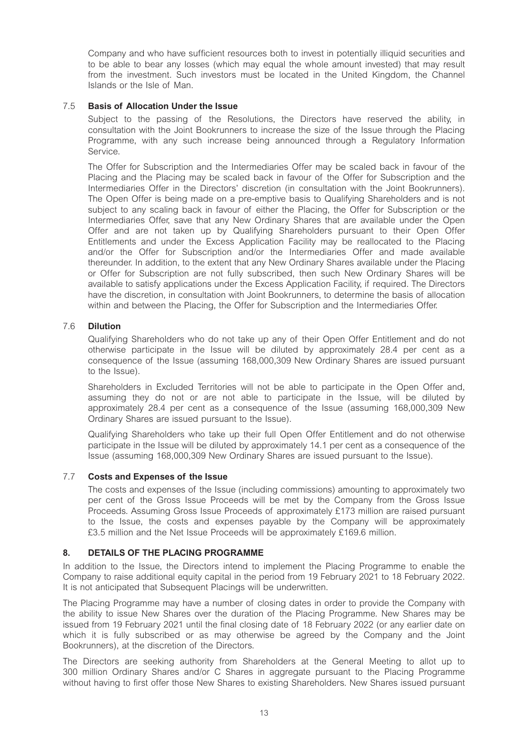Company and who have sufficient resources both to invest in potentially illiquid securities and to be able to bear any losses (which may equal the whole amount invested) that may result from the investment. Such investors must be located in the United Kingdom, the Channel Islands or the Isle of Man.

### 7.5 Basis of Allocation Under the Issue

Subject to the passing of the Resolutions, the Directors have reserved the ability, in consultation with the Joint Bookrunners to increase the size of the Issue through the Placing Programme, with any such increase being announced through a Regulatory Information Service.

The Offer for Subscription and the Intermediaries Offer may be scaled back in favour of the Placing and the Placing may be scaled back in favour of the Offer for Subscription and the Intermediaries Offer in the Directors' discretion (in consultation with the Joint Bookrunners). The Open Offer is being made on a pre-emptive basis to Qualifying Shareholders and is not subject to any scaling back in favour of either the Placing, the Offer for Subscription or the Intermediaries Offer, save that any New Ordinary Shares that are available under the Open Offer and are not taken up by Qualifying Shareholders pursuant to their Open Offer Entitlements and under the Excess Application Facility may be reallocated to the Placing and/or the Offer for Subscription and/or the Intermediaries Offer and made available thereunder. In addition, to the extent that any New Ordinary Shares available under the Placing or Offer for Subscription are not fully subscribed, then such New Ordinary Shares will be available to satisfy applications under the Excess Application Facility, if required. The Directors have the discretion, in consultation with Joint Bookrunners, to determine the basis of allocation within and between the Placing, the Offer for Subscription and the Intermediaries Offer.

### 7.6 Dilution

Qualifying Shareholders who do not take up any of their Open Offer Entitlement and do not otherwise participate in the Issue will be diluted by approximately 28.4 per cent as a consequence of the Issue (assuming 168,000,309 New Ordinary Shares are issued pursuant to the Issue).

Shareholders in Excluded Territories will not be able to participate in the Open Offer and, assuming they do not or are not able to participate in the Issue, will be diluted by approximately 28.4 per cent as a consequence of the Issue (assuming 168,000,309 New Ordinary Shares are issued pursuant to the Issue).

Qualifying Shareholders who take up their full Open Offer Entitlement and do not otherwise participate in the Issue will be diluted by approximately 14.1 per cent as a consequence of the Issue (assuming 168,000,309 New Ordinary Shares are issued pursuant to the Issue).

### 7.7 Costs and Expenses of the Issue

The costs and expenses of the Issue (including commissions) amounting to approximately two per cent of the Gross Issue Proceeds will be met by the Company from the Gross Issue Proceeds. Assuming Gross Issue Proceeds of approximately £173 million are raised pursuant to the Issue, the costs and expenses payable by the Company will be approximately £3.5 million and the Net Issue Proceeds will be approximately £169.6 million.

## 8. DETAILS OF THE PLACING PROGRAMME

In addition to the Issue, the Directors intend to implement the Placing Programme to enable the Company to raise additional equity capital in the period from 19 February 2021 to 18 February 2022. It is not anticipated that Subsequent Placings will be underwritten.

The Placing Programme may have a number of closing dates in order to provide the Company with the ability to issue New Shares over the duration of the Placing Programme. New Shares may be issued from 19 February 2021 until the final closing date of 18 February 2022 (or any earlier date on which it is fully subscribed or as may otherwise be agreed by the Company and the Joint Bookrunners), at the discretion of the Directors.

The Directors are seeking authority from Shareholders at the General Meeting to allot up to 300 million Ordinary Shares and/or C Shares in aggregate pursuant to the Placing Programme without having to first offer those New Shares to existing Shareholders. New Shares issued pursuant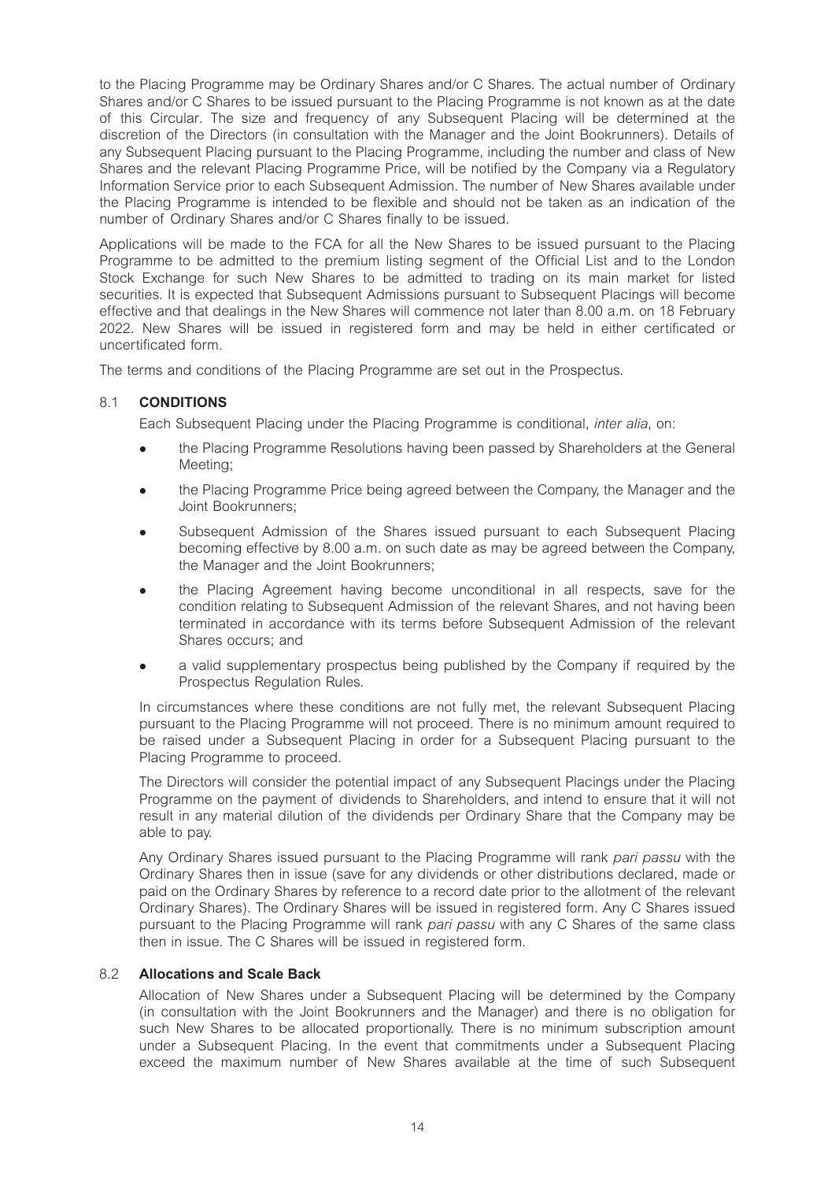to the Placing Programme may be Ordinary Shares and/or C Shares. The actual number of Ordinary Shares and/or C Shares to be issued pursuant to the Placing Programme is not known as at the date of this Circular. The size and frequency of any Subsequent Placing will be determined at the discretion of the Directors (in consultation with the Manager and the Joint Bookrunners). Details of any Subsequent Placing pursuant to the Placing Programme, including the number and class of New Shares and the relevant Placing Programme Price, will be notified by the Company via a Regulatory Information Service prior to each Subsequent Admission. The number of New Shares available under the Placing Programme is intended to be flexible and should not be taken as an indication of the number of Ordinary Shares and/or C Shares finally to be issued.

Applications will be made to the FCA for all the New Shares to be issued pursuant to the Placing Programme to be admitted to the premium listing segment of the Official List and to the London Stock Exchange for such New Shares to be admitted to trading on its main market for listed securities. It is expected that Subsequent Admissions pursuant to Subsequent Placings will become effective and that dealings in the New Shares will commence not later than 8.00 a.m. on 18 February 2022. New Shares will be issued in registered form and may be held in either certificated or uncertificated form.

The terms and conditions of the Placing Programme are set out in the Prospectus.

### 8.1 CONDITIONS

Each Subsequent Placing under the Placing Programme is conditional, *inter alia*, on:

- the Placing Programme Resolutions having been passed by Shareholders at the General Meeting;
- the Placing Programme Price being agreed between the Company, the Manager and the Joint Bookrunners;
- Subsequent Admission of the Shares issued pursuant to each Subsequent Placing becoming effective by 8.00 a.m. on such date as may be agreed between the Company, the Manager and the Joint Bookrunners;
- the Placing Agreement having become unconditional in all respects, save for the condition relating to Subsequent Admission of the relevant Shares, and not having been terminated in accordance with its terms before Subsequent Admission of the relevant Shares occurs; and
- a valid supplementary prospectus being published by the Company if required by the Prospectus Regulation Rules.

In circumstances where these conditions are not fully met, the relevant Subsequent Placing pursuant to the Placing Programme will not proceed. There is no minimum amount required to be raised under a Subsequent Placing in order for a Subsequent Placing pursuant to the Placing Programme to proceed.

The Directors will consider the potential impact of any Subsequent Placings under the Placing Programme on the payment of dividends to Shareholders, and intend to ensure that it will not result in any material dilution of the dividends per Ordinary Share that the Company may be able to pay.

Any Ordinary Shares issued pursuant to the Placing Programme will rank *pari passu* with the Ordinary Shares then in issue (save for any dividends or other distributions declared, made or paid on the Ordinary Shares by reference to a record date prior to the allotment of the relevant Ordinary Shares). The Ordinary Shares will be issued in registered form. Any C Shares issued pursuant to the Placing Programme will rank *pari passu* with any C Shares of the same class then in issue. The C Shares will be issued in registered form.

### 8.2 Allocations and Scale Back

Allocation of New Shares under a Subsequent Placing will be determined by the Company (in consultation with the Joint Bookrunners and the Manager) and there is no obligation for such New Shares to be allocated proportionally. There is no minimum subscription amount under a Subsequent Placing. In the event that commitments under a Subsequent Placing exceed the maximum number of New Shares available at the time of such Subsequent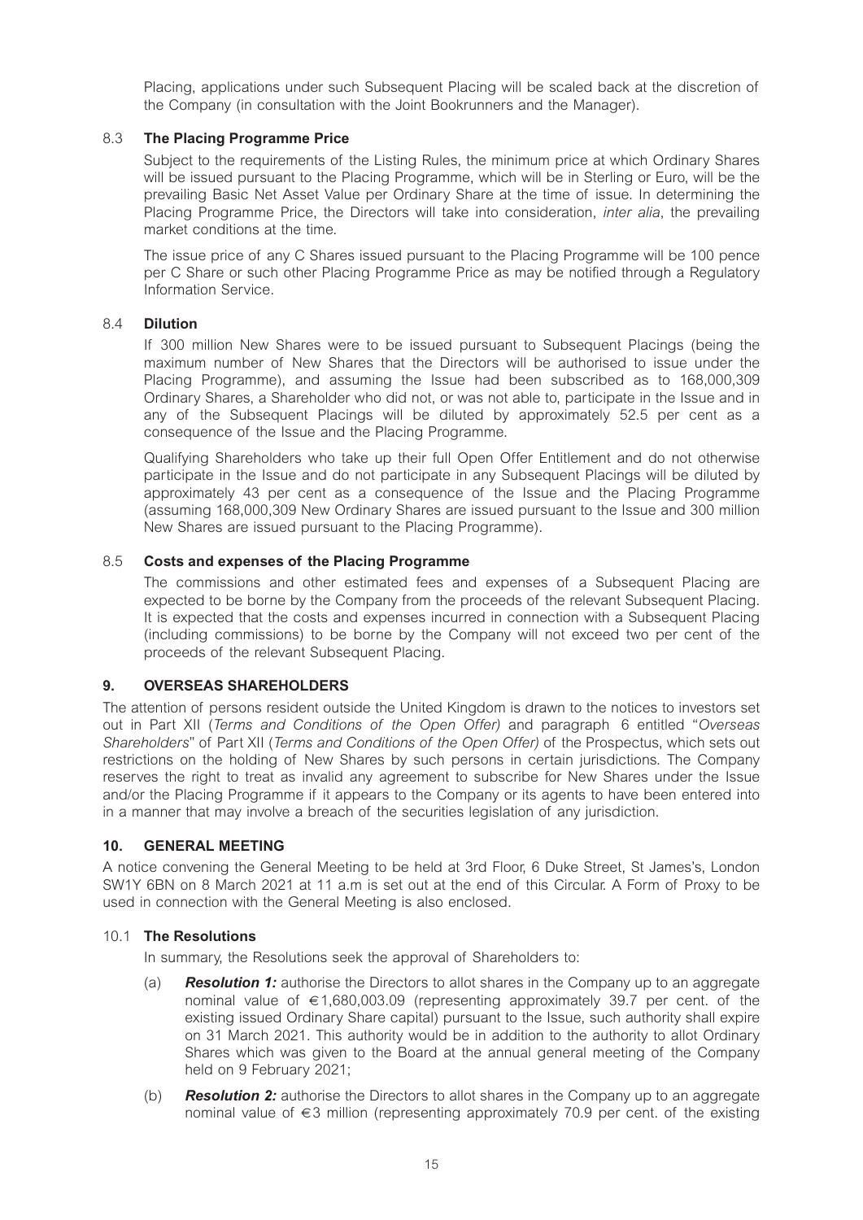Placing, applications under such Subsequent Placing will be scaled back at the discretion of the Company (in consultation with the Joint Bookrunners and the Manager).

### 8.3 The Placing Programme Price

Subject to the requirements of the Listing Rules, the minimum price at which Ordinary Shares will be issued pursuant to the Placing Programme, which will be in Sterling or Euro, will be the prevailing Basic Net Asset Value per Ordinary Share at the time of issue. In determining the Placing Programme Price, the Directors will take into consideration, *inter alia*, the prevailing market conditions at the time.

The issue price of any C Shares issued pursuant to the Placing Programme will be 100 pence per C Share or such other Placing Programme Price as may be notified through a Regulatory Information Service.

### 8.4 Dilution

If 300 million New Shares were to be issued pursuant to Subsequent Placings (being the maximum number of New Shares that the Directors will be authorised to issue under the Placing Programme), and assuming the Issue had been subscribed as to 168,000,309 Ordinary Shares, a Shareholder who did not, or was not able to, participate in the Issue and in any of the Subsequent Placings will be diluted by approximately 52.5 per cent as a consequence of the Issue and the Placing Programme.

Qualifying Shareholders who take up their full Open Offer Entitlement and do not otherwise participate in the Issue and do not participate in any Subsequent Placings will be diluted by approximately 43 per cent as a consequence of the Issue and the Placing Programme (assuming 168,000,309 New Ordinary Shares are issued pursuant to the Issue and 300 million New Shares are issued pursuant to the Placing Programme).

### 8.5 Costs and expenses of the Placing Programme

The commissions and other estimated fees and expenses of a Subsequent Placing are expected to be borne by the Company from the proceeds of the relevant Subsequent Placing. It is expected that the costs and expenses incurred in connection with a Subsequent Placing (including commissions) to be borne by the Company will not exceed two per cent of the proceeds of the relevant Subsequent Placing.

## 9. OVERSEAS SHAREHOLDERS

The attention of persons resident outside the United Kingdom is drawn to the notices to investors set out in Part XII (*Terms and Conditions of the Open Offer)* and paragraph 6 entitled "*Overseas Shareholders*" of Part XII (*Terms and Conditions of the Open Offer)* of the Prospectus, which sets out restrictions on the holding of New Shares by such persons in certain jurisdictions. The Company reserves the right to treat as invalid any agreement to subscribe for New Shares under the Issue and/or the Placing Programme if it appears to the Company or its agents to have been entered into in a manner that may involve a breach of the securities legislation of any jurisdiction.

## 10. GENERAL MEETING

A notice convening the General Meeting to be held at 3rd Floor, 6 Duke Street, St James's, London SW1Y 6BN on 8 March 2021 at 11 a.m is set out at the end of this Circular. A Form of Proxy to be used in connection with the General Meeting is also enclosed.

### 10.1 The Resolutions

In summary, the Resolutions seek the approval of Shareholders to:

(a) ***Resolution 1:*** authorise the Directors to allot shares in the Company up to an aggregate nominal value of €1,680,003.09 (representing approximately 39.7 per cent. of the existing issued Ordinary Share capital) pursuant to the Issue, such authority shall expire on 31 March 2021. This authority would be in addition to the authority to allot Ordinary Shares which was given to the Board at the annual general meeting of the Company held on 9 February 2021;

(b) ***Resolution 2:*** authorise the Directors to allot shares in the Company up to an aggregate nominal value of €3 million (representing approximately 70.9 per cent. of the existing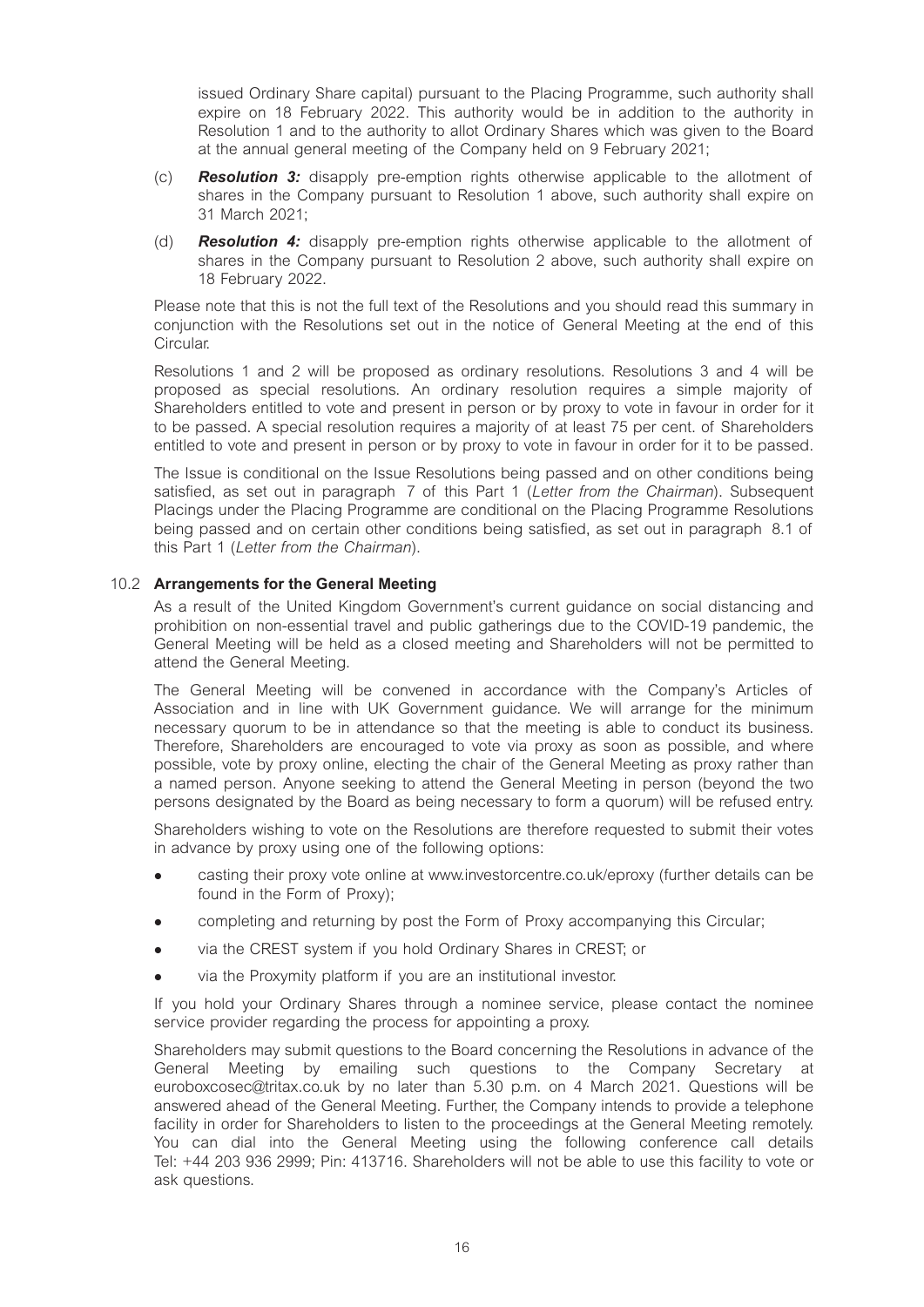issued Ordinary Share capital) pursuant to the Placing Programme, such authority shall expire on 18 February 2022. This authority would be in addition to the authority in Resolution 1 and to the authority to allot Ordinary Shares which was given to the Board at the annual general meeting of the Company held on 9 February 2021;

(c) ***Resolution 3:*** disapply pre-emption rights otherwise applicable to the allotment of shares in the Company pursuant to Resolution 1 above, such authority shall expire on 31 March 2021;

(d) ***Resolution 4:*** disapply pre-emption rights otherwise applicable to the allotment of shares in the Company pursuant to Resolution 2 above, such authority shall expire on 18 February 2022.

Please note that this is not the full text of the Resolutions and you should read this summary in conjunction with the Resolutions set out in the notice of General Meeting at the end of this Circular.

Resolutions 1 and 2 will be proposed as ordinary resolutions. Resolutions 3 and 4 will be proposed as special resolutions. An ordinary resolution requires a simple majority of Shareholders entitled to vote and present in person or by proxy to vote in favour in order for it to be passed. A special resolution requires a majority of at least 75 per cent. of Shareholders entitled to vote and present in person or by proxy to vote in favour in order for it to be passed.

The Issue is conditional on the Issue Resolutions being passed and on other conditions being satisfied, as set out in paragraph 7 of this Part 1 (*Letter from the Chairman*). Subsequent Placings under the Placing Programme are conditional on the Placing Programme Resolutions being passed and on certain other conditions being satisfied, as set out in paragraph 8.1 of this Part 1 (*Letter from the Chairman*).

### 10.2 Arrangements for the General Meeting

As a result of the United Kingdom Government's current guidance on social distancing and prohibition on non-essential travel and public gatherings due to the COVID-19 pandemic, the General Meeting will be held as a closed meeting and Shareholders will not be permitted to attend the General Meeting.

The General Meeting will be convened in accordance with the Company's Articles of Association and in line with UK Government guidance. We will arrange for the minimum necessary quorum to be in attendance so that the meeting is able to conduct its business. Therefore, Shareholders are encouraged to vote via proxy as soon as possible, and where possible, vote by proxy online, electing the chair of the General Meeting as proxy rather than a named person. Anyone seeking to attend the General Meeting in person (beyond the two persons designated by the Board as being necessary to form a quorum) will be refused entry.

Shareholders wishing to vote on the Resolutions are therefore requested to submit their votes in advance by proxy using one of the following options:

- casting their proxy vote online at www.investorcentre.co.uk/eproxy (further details can be found in the Form of Proxy);
- completing and returning by post the Form of Proxy accompanying this Circular;
- via the CREST system if you hold Ordinary Shares in CREST; or
- via the Proxymity platform if you are an institutional investor.

If you hold your Ordinary Shares through a nominee service, please contact the nominee service provider regarding the process for appointing a proxy.

Shareholders may submit questions to the Board concerning the Resolutions in advance of the General Meeting by emailing such questions to the Company Secretary at euroboxcosec@tritax.co.uk by no later than 5.30 p.m. on 4 March 2021. Questions will be answered ahead of the General Meeting. Further, the Company intends to provide a telephone facility in order for Shareholders to listen to the proceedings at the General Meeting remotely. You can dial into the General Meeting using the following conference call details Tel: +44 203 936 2999; Pin: 413716. Shareholders will not be able to use this facility to vote or ask questions.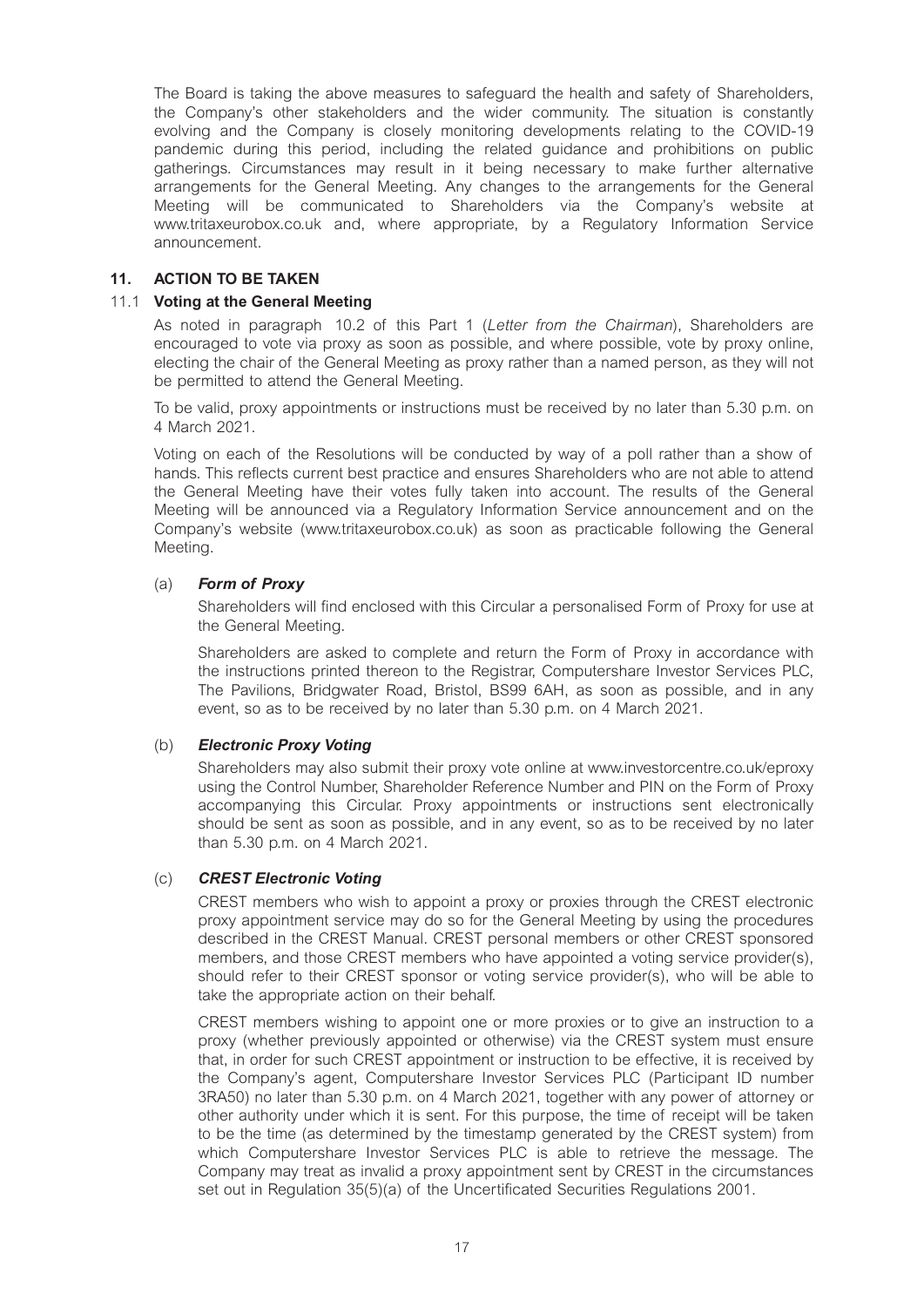The Board is taking the above measures to safeguard the health and safety of Shareholders, the Company's other stakeholders and the wider community. The situation is constantly evolving and the Company is closely monitoring developments relating to the COVID-19 pandemic during this period, including the related guidance and prohibitions on public gatherings. Circumstances may result in it being necessary to make further alternative arrangements for the General Meeting. Any changes to the arrangements for the General Meeting will be communicated to Shareholders via the Company's website at www.tritaxeurobox.co.uk and, where appropriate, by a Regulatory Information Service announcement.

## 11. ACTION TO BE TAKEN

### 11.1 Voting at the General Meeting

As noted in paragraph 10.2 of this Part 1 (*Letter from the Chairman*), Shareholders are encouraged to vote via proxy as soon as possible, and where possible, vote by proxy online, electing the chair of the General Meeting as proxy rather than a named person, as they will not be permitted to attend the General Meeting.

To be valid, proxy appointments or instructions must be received by no later than 5.30 p.m. on 4 March 2021.

Voting on each of the Resolutions will be conducted by way of a poll rather than a show of hands. This reflects current best practice and ensures Shareholders who are not able to attend the General Meeting have their votes fully taken into account. The results of the General Meeting will be announced via a Regulatory Information Service announcement and on the Company's website (www.tritaxeurobox.co.uk) as soon as practicable following the General Meeting.

(a) ***Form of Proxy***

Shareholders will find enclosed with this Circular a personalised Form of Proxy for use at the General Meeting.

Shareholders are asked to complete and return the Form of Proxy in accordance with the instructions printed thereon to the Registrar, Computershare Investor Services PLC, The Pavilions, Bridgwater Road, Bristol, BS99 6AH, as soon as possible, and in any event, so as to be received by no later than 5.30 p.m. on 4 March 2021.

(b) ***Electronic Proxy Voting***

Shareholders may also submit their proxy vote online at www.investorcentre.co.uk/eproxy using the Control Number, Shareholder Reference Number and PIN on the Form of Proxy accompanying this Circular. Proxy appointments or instructions sent electronically should be sent as soon as possible, and in any event, so as to be received by no later than 5.30 p.m. on 4 March 2021.

(c) ***CREST Electronic Voting***

CREST members who wish to appoint a proxy or proxies through the CREST electronic proxy appointment service may do so for the General Meeting by using the procedures described in the CREST Manual. CREST personal members or other CREST sponsored members, and those CREST members who have appointed a voting service provider(s), should refer to their CREST sponsor or voting service provider(s), who will be able to take the appropriate action on their behalf.

CREST members wishing to appoint one or more proxies or to give an instruction to a proxy (whether previously appointed or otherwise) via the CREST system must ensure that, in order for such CREST appointment or instruction to be effective, it is received by the Company's agent, Computershare Investor Services PLC (Participant ID number 3RA50) no later than 5.30 p.m. on 4 March 2021, together with any power of attorney or other authority under which it is sent. For this purpose, the time of receipt will be taken to be the time (as determined by the timestamp generated by the CREST system) from which Computershare Investor Services PLC is able to retrieve the message. The Company may treat as invalid a proxy appointment sent by CREST in the circumstances set out in Regulation 35(5)(a) of the Uncertificated Securities Regulations 2001.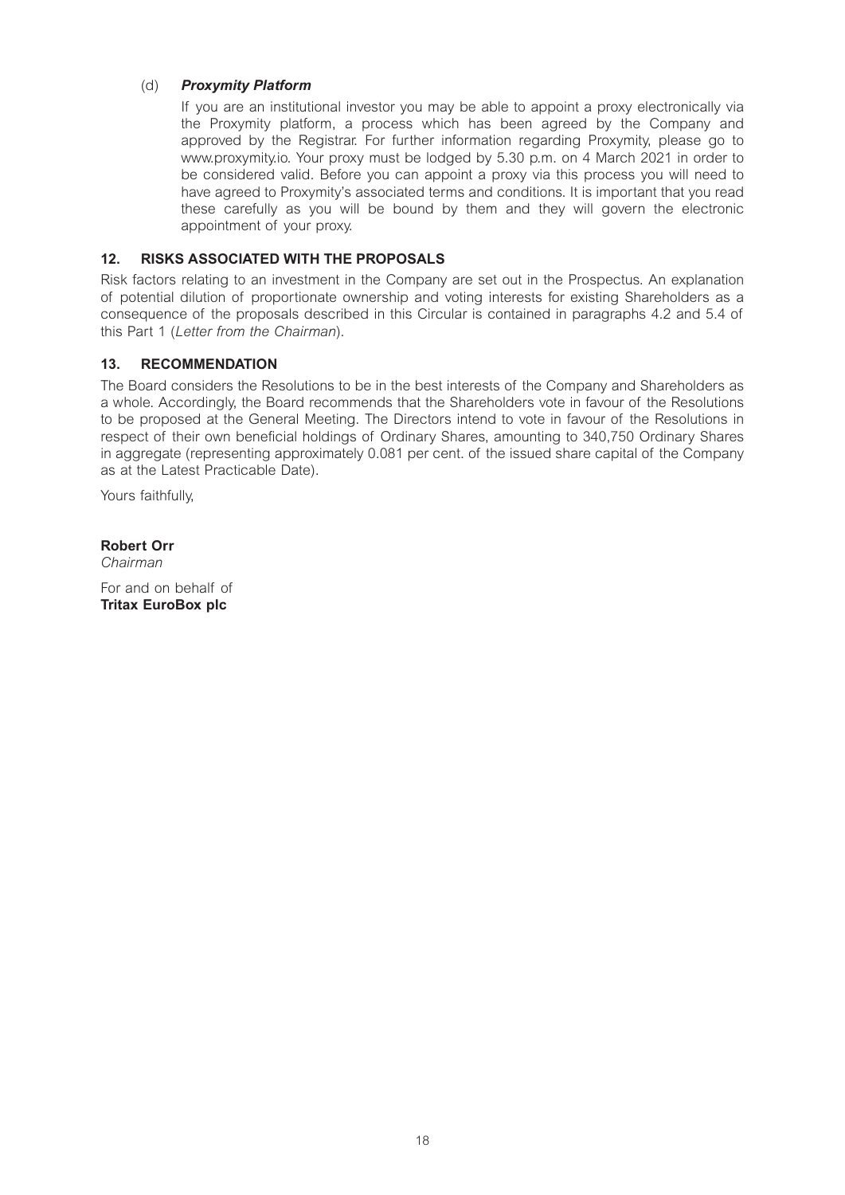(d) ***Proxymity Platform***

If you are an institutional investor you may be able to appoint a proxy electronically via the Proxymity platform, a process which has been agreed by the Company and approved by the Registrar. For further information regarding Proxymity, please go to www.proxymity.io. Your proxy must be lodged by 5.30 p.m. on 4 March 2021 in order to be considered valid. Before you can appoint a proxy via this process you will need to have agreed to Proxymity's associated terms and conditions. It is important that you read these carefully as you will be bound by them and they will govern the electronic appointment of your proxy.

## 12. RISKS ASSOCIATED WITH THE PROPOSALS

Risk factors relating to an investment in the Company are set out in the Prospectus. An explanation of potential dilution of proportionate ownership and voting interests for existing Shareholders as a consequence of the proposals described in this Circular is contained in paragraphs 4.2 and 5.4 of this Part 1 (*Letter from the Chairman*).

## 13. RECOMMENDATION

The Board considers the Resolutions to be in the best interests of the Company and Shareholders as a whole. Accordingly, the Board recommends that the Shareholders vote in favour of the Resolutions to be proposed at the General Meeting. The Directors intend to vote in favour of the Resolutions in respect of their own beneficial holdings of Ordinary Shares, amounting to 340,750 Ordinary Shares in aggregate (representing approximately 0.081 per cent. of the issued share capital of the Company as at the Latest Practicable Date).

Yours faithfully,

**Robert Orr**
*Chairman*

For and on behalf of
**Tritax EuroBox plc**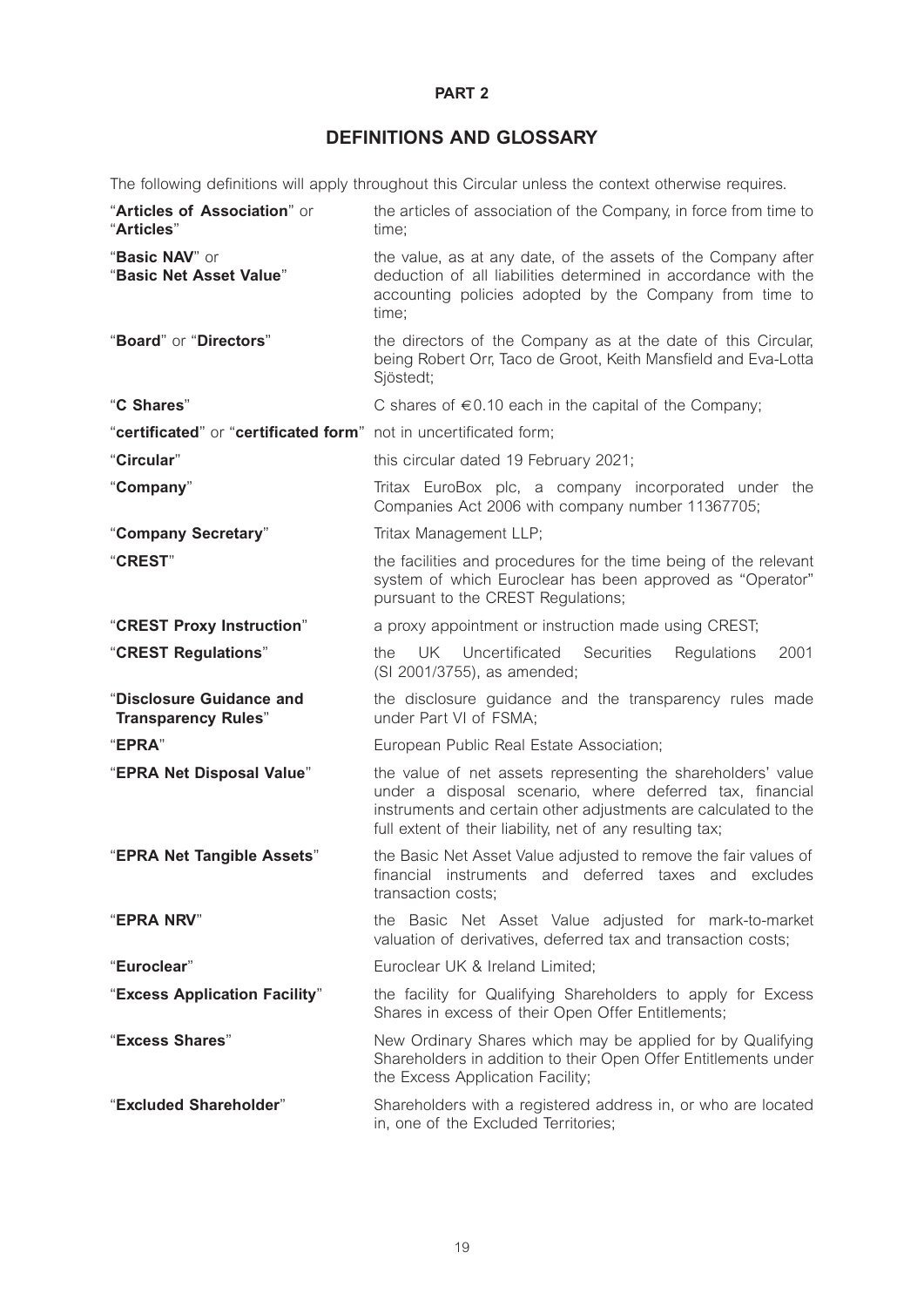**PART 2**

# DEFINITIONS AND GLOSSARY

The following definitions will apply throughout this Circular unless the context otherwise requires.

| | |
|---|---|
| "**Articles of Association**" or "**Articles**" | the articles of association of the Company, in force from time to time; |
| "**Basic NAV**" or "**Basic Net Asset Value**" | the value, as at any date, of the assets of the Company after deduction of all liabilities determined in accordance with the accounting policies adopted by the Company from time to time; |
| "**Board**" or "**Directors**" | the directors of the Company as at the date of this Circular, being Robert Orr, Taco de Groot, Keith Mansfield and Eva-Lotta Sjöstedt; |
| "**C Shares**" | C shares of €0.10 each in the capital of the Company; |
| "**certificated**" or "**certificated form**" | not in uncertificated form; |
| "**Circular**" | this circular dated 19 February 2021; |
| "**Company**" | Tritax EuroBox plc, a company incorporated under the Companies Act 2006 with company number 11367705; |
| "**Company Secretary**" | Tritax Management LLP; |
| "**CREST**" | the facilities and procedures for the time being of the relevant system of which Euroclear has been approved as "Operator" pursuant to the CREST Regulations; |
| "**CREST Proxy Instruction**" | a proxy appointment or instruction made using CREST; |
| "**CREST Regulations**" | the UK Uncertificated Securities Regulations 2001 (SI 2001/3755), as amended; |
| "**Disclosure Guidance and Transparency Rules**" | the disclosure guidance and the transparency rules made under Part VI of FSMA; |
| "**EPRA**" | European Public Real Estate Association; |
| "**EPRA Net Disposal Value**" | the value of net assets representing the shareholders' value under a disposal scenario, where deferred tax, financial instruments and certain other adjustments are calculated to the full extent of their liability, net of any resulting tax; |
| "**EPRA Net Tangible Assets**" | the Basic Net Asset Value adjusted to remove the fair values of financial instruments and deferred taxes and excludes transaction costs; |
| "**EPRA NRV**" | the Basic Net Asset Value adjusted for mark-to-market valuation of derivatives, deferred tax and transaction costs; |
| "**Euroclear**" | Euroclear UK & Ireland Limited; |
| "**Excess Application Facility**" | the facility for Qualifying Shareholders to apply for Excess Shares in excess of their Open Offer Entitlements; |
| "**Excess Shares**" | New Ordinary Shares which may be applied for by Qualifying Shareholders in addition to their Open Offer Entitlements under the Excess Application Facility; |
| "**Excluded Shareholder**" | Shareholders with a registered address in, or who are located in, one of the Excluded Territories; |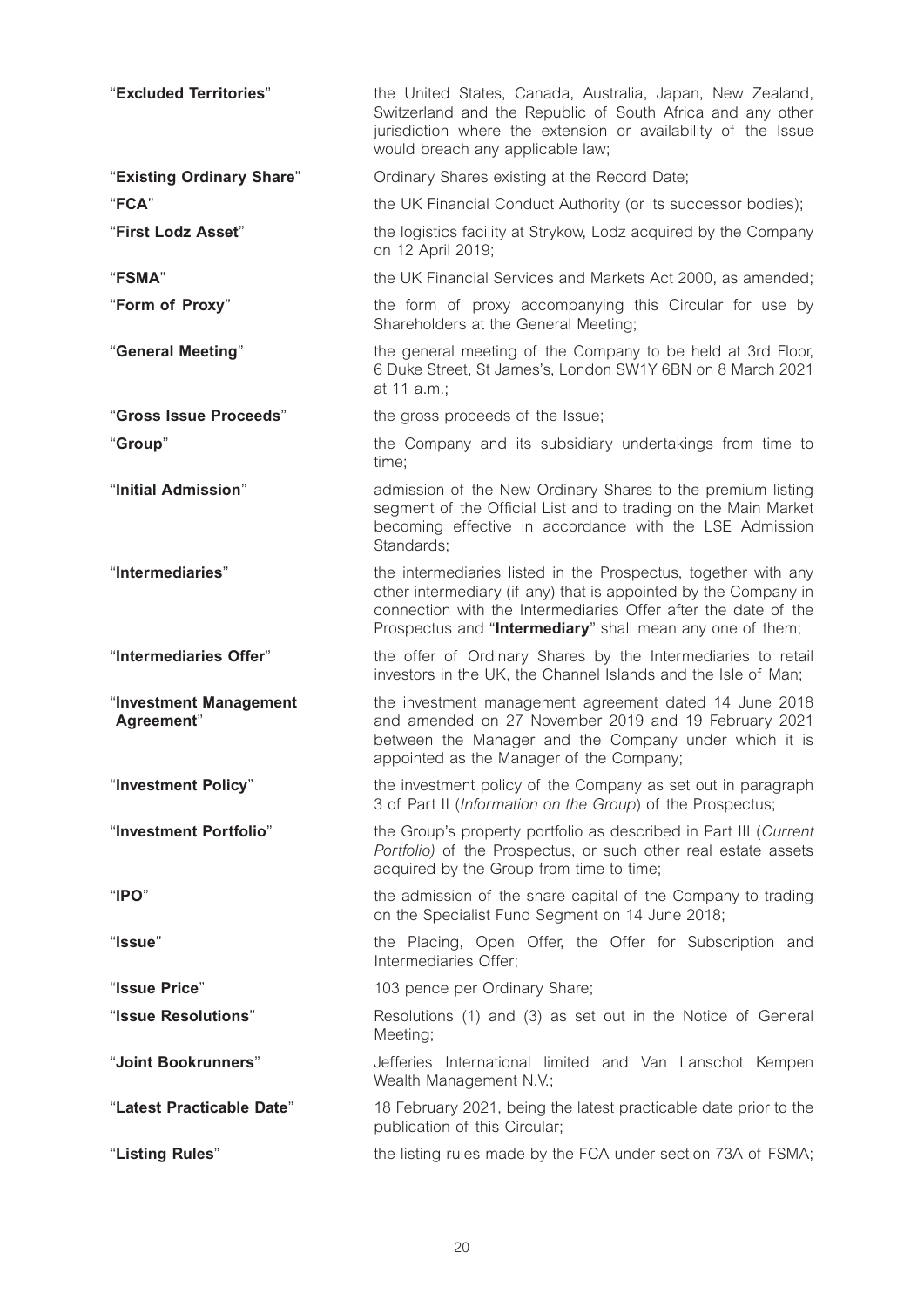| | |
|---|---|
| "**Excluded Territories**" | the United States, Canada, Australia, Japan, New Zealand, Switzerland and the Republic of South Africa and any other jurisdiction where the extension or availability of the Issue would breach any applicable law; |
| "**Existing Ordinary Share**" | Ordinary Shares existing at the Record Date; |
| "**FCA**" | the UK Financial Conduct Authority (or its successor bodies); |
| "**First Lodz Asset**" | the logistics facility at Strykow, Lodz acquired by the Company on 12 April 2019; |
| "**FSMA**" | the UK Financial Services and Markets Act 2000, as amended; |
| "**Form of Proxy**" | the form of proxy accompanying this Circular for use by Shareholders at the General Meeting; |
| "**General Meeting**" | the general meeting of the Company to be held at 3rd Floor, 6 Duke Street, St James's, London SW1Y 6BN on 8 March 2021 at 11 a.m.; |
| "**Gross Issue Proceeds**" | the gross proceeds of the Issue; |
| "**Group**" | the Company and its subsidiary undertakings from time to time; |
| "**Initial Admission**" | admission of the New Ordinary Shares to the premium listing segment of the Official List and to trading on the Main Market becoming effective in accordance with the LSE Admission Standards; |
| "**Intermediaries**" | the intermediaries listed in the Prospectus, together with any other intermediary (if any) that is appointed by the Company in connection with the Intermediaries Offer after the date of the Prospectus and "**Intermediary**" shall mean any one of them; |
| "**Intermediaries Offer**" | the offer of Ordinary Shares by the Intermediaries to retail investors in the UK, the Channel Islands and the Isle of Man; |
| "**Investment Management Agreement**" | the investment management agreement dated 14 June 2018 and amended on 27 November 2019 and 19 February 2021 between the Manager and the Company under which it is appointed as the Manager of the Company; |
| "**Investment Policy**" | the investment policy of the Company as set out in paragraph 3 of Part II (*Information on the Group*) of the Prospectus; |
| "**Investment Portfolio**" | the Group's property portfolio as described in Part III (*Current Portfolio)* of the Prospectus, or such other real estate assets acquired by the Group from time to time; |
| "**IPO**" | the admission of the share capital of the Company to trading on the Specialist Fund Segment on 14 June 2018; |
| "**Issue**" | the Placing, Open Offer, the Offer for Subscription and Intermediaries Offer; |
| "**Issue Price**" | 103 pence per Ordinary Share; |
| "**Issue Resolutions**" | Resolutions (1) and (3) as set out in the Notice of General Meeting; |
| "**Joint Bookrunners**" | Jefferies International limited and Van Lanschot Kempen Wealth Management N.V.; |
| "**Latest Practicable Date**" | 18 February 2021, being the latest practicable date prior to the publication of this Circular; |
| "**Listing Rules**" | the listing rules made by the FCA under section 73A of FSMA; |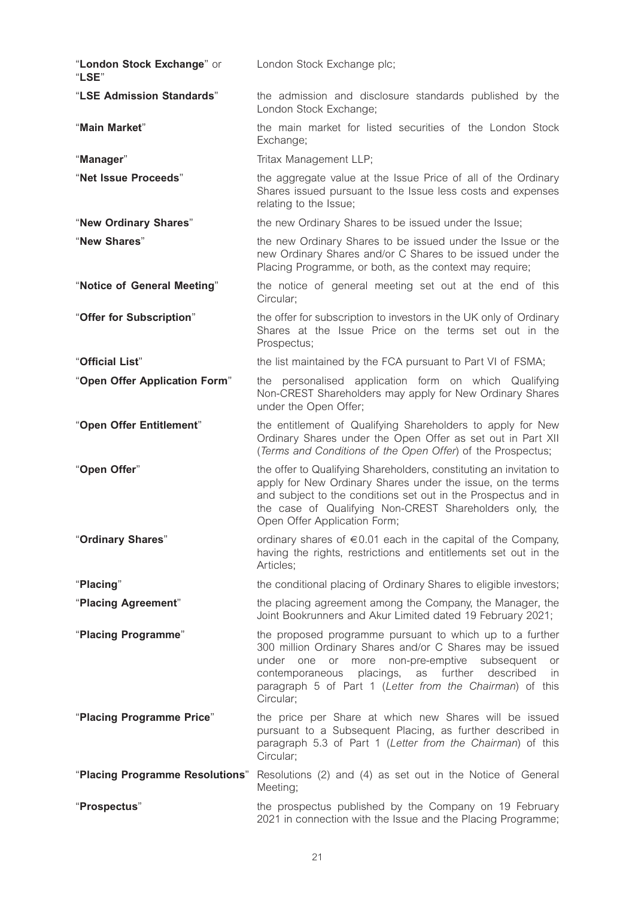| | |
|---|---|
| "**London Stock Exchange**" or "**LSE**" | London Stock Exchange plc; |
| "**LSE Admission Standards**" | the admission and disclosure standards published by the London Stock Exchange; |
| "**Main Market**" | the main market for listed securities of the London Stock Exchange; |
| "**Manager**" | Tritax Management LLP; |
| "**Net Issue Proceeds**" | the aggregate value at the Issue Price of all of the Ordinary Shares issued pursuant to the Issue less costs and expenses relating to the Issue; |
| "**New Ordinary Shares**" | the new Ordinary Shares to be issued under the Issue; |
| "**New Shares**" | the new Ordinary Shares to be issued under the Issue or the new Ordinary Shares and/or C Shares to be issued under the Placing Programme, or both, as the context may require; |
| "**Notice of General Meeting**" | the notice of general meeting set out at the end of this Circular; |
| "**Offer for Subscription**" | the offer for subscription to investors in the UK only of Ordinary Shares at the Issue Price on the terms set out in the Prospectus; |
| "**Official List**" | the list maintained by the FCA pursuant to Part VI of FSMA; |
| "**Open Offer Application Form**" | the personalised application form on which Qualifying Non-CREST Shareholders may apply for New Ordinary Shares under the Open Offer; |
| "**Open Offer Entitlement**" | the entitlement of Qualifying Shareholders to apply for New Ordinary Shares under the Open Offer as set out in Part XII (*Terms and Conditions of the Open Offer*) of the Prospectus; |
| "**Open Offer**" | the offer to Qualifying Shareholders, constituting an invitation to apply for New Ordinary Shares under the issue, on the terms and subject to the conditions set out in the Prospectus and in the case of Qualifying Non-CREST Shareholders only, the Open Offer Application Form; |
| "**Ordinary Shares**" | ordinary shares of €0.01 each in the capital of the Company, having the rights, restrictions and entitlements set out in the Articles; |
| "**Placing**" | the conditional placing of Ordinary Shares to eligible investors; |
| "**Placing Agreement**" | the placing agreement among the Company, the Manager, the Joint Bookrunners and Akur Limited dated 19 February 2021; |
| "**Placing Programme**" | the proposed programme pursuant to which up to a further 300 million Ordinary Shares and/or C Shares may be issued under one or more non-pre-emptive subsequent or contemporaneous placings, as further described in paragraph 5 of Part 1 (*Letter from the Chairman*) of this Circular; |
| "**Placing Programme Price**" | the price per Share at which new Shares will be issued pursuant to a Subsequent Placing, as further described in paragraph 5.3 of Part 1 (*Letter from the Chairman*) of this Circular; |
| "**Placing Programme Resolutions**" | Resolutions (2) and (4) as set out in the Notice of General Meeting; |
| "**Prospectus**" | the prospectus published by the Company on 19 February 2021 in connection with the Issue and the Placing Programme; |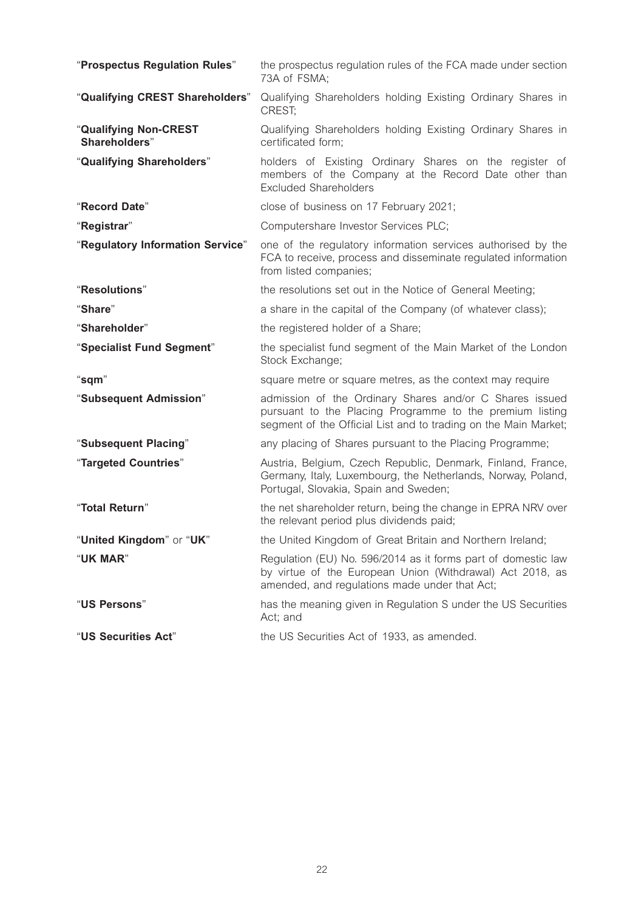| | |
|---|---|
| "**Prospectus Regulation Rules**" | the prospectus regulation rules of the FCA made under section 73A of FSMA; |
| "**Qualifying CREST Shareholders**" | Qualifying Shareholders holding Existing Ordinary Shares in CREST; |
| "**Qualifying Non-CREST Shareholders**" | Qualifying Shareholders holding Existing Ordinary Shares in certificated form; |
| "**Qualifying Shareholders**" | holders of Existing Ordinary Shares on the register of members of the Company at the Record Date other than Excluded Shareholders |
| "**Record Date**" | close of business on 17 February 2021; |
| "**Registrar**" | Computershare Investor Services PLC; |
| "**Regulatory Information Service**" | one of the regulatory information services authorised by the FCA to receive, process and disseminate regulated information from listed companies; |
| "**Resolutions**" | the resolutions set out in the Notice of General Meeting; |
| "**Share**" | a share in the capital of the Company (of whatever class); |
| "**Shareholder**" | the registered holder of a Share; |
| "**Specialist Fund Segment**" | the specialist fund segment of the Main Market of the London Stock Exchange; |
| "**sqm**" | square metre or square metres, as the context may require |
| "**Subsequent Admission**" | admission of the Ordinary Shares and/or C Shares issued pursuant to the Placing Programme to the premium listing segment of the Official List and to trading on the Main Market; |
| "**Subsequent Placing**" | any placing of Shares pursuant to the Placing Programme; |
| "**Targeted Countries**" | Austria, Belgium, Czech Republic, Denmark, Finland, France, Germany, Italy, Luxembourg, the Netherlands, Norway, Poland, Portugal, Slovakia, Spain and Sweden; |
| "**Total Return**" | the net shareholder return, being the change in EPRA NRV over the relevant period plus dividends paid; |
| "**United Kingdom**" or "**UK**" | the United Kingdom of Great Britain and Northern Ireland; |
| "**UK MAR**" | Regulation (EU) No. 596/2014 as it forms part of domestic law by virtue of the European Union (Withdrawal) Act 2018, as amended, and regulations made under that Act; |
| "**US Persons**" | has the meaning given in Regulation S under the US Securities Act; and |
| "**US Securities Act**" | the US Securities Act of 1933, as amended. |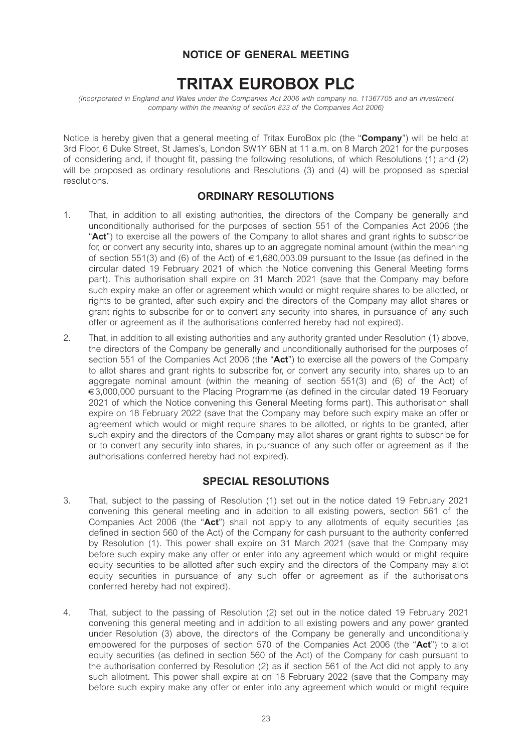**NOTICE OF GENERAL MEETING**

# TRITAX EUROBOX PLC

*(Incorporated in England and Wales under the Companies Act 2006 with company no. 11367705 and an investment company within the meaning of section 833 of the Companies Act 2006)*

Notice is hereby given that a general meeting of Tritax EuroBox plc (the "**Company**") will be held at 3rd Floor, 6 Duke Street, St James's, London SW1Y 6BN at 11 a.m. on 8 March 2021 for the purposes of considering and, if thought fit, passing the following resolutions, of which Resolutions (1) and (2) will be proposed as ordinary resolutions and Resolutions (3) and (4) will be proposed as special resolutions.

## ORDINARY RESOLUTIONS

1. That, in addition to all existing authorities, the directors of the Company be generally and unconditionally authorised for the purposes of section 551 of the Companies Act 2006 (the "**Act**") to exercise all the powers of the Company to allot shares and grant rights to subscribe for, or convert any security into, shares up to an aggregate nominal amount (within the meaning of section 551(3) and (6) of the Act) of €1,680,003.09 pursuant to the Issue (as defined in the circular dated 19 February 2021 of which the Notice convening this General Meeting forms part). This authorisation shall expire on 31 March 2021 (save that the Company may before such expiry make an offer or agreement which would or might require shares to be allotted, or rights to be granted, after such expiry and the directors of the Company may allot shares or grant rights to subscribe for or to convert any security into shares, in pursuance of any such offer or agreement as if the authorisations conferred hereby had not expired).

2. That, in addition to all existing authorities and any authority granted under Resolution (1) above, the directors of the Company be generally and unconditionally authorised for the purposes of section 551 of the Companies Act 2006 (the "**Act**") to exercise all the powers of the Company to allot shares and grant rights to subscribe for, or convert any security into, shares up to an aggregate nominal amount (within the meaning of section 551(3) and (6) of the Act) of €3,000,000 pursuant to the Placing Programme (as defined in the circular dated 19 February 2021 of which the Notice convening this General Meeting forms part). This authorisation shall expire on 18 February 2022 (save that the Company may before such expiry make an offer or agreement which would or might require shares to be allotted, or rights to be granted, after such expiry and the directors of the Company may allot shares or grant rights to subscribe for or to convert any security into shares, in pursuance of any such offer or agreement as if the authorisations conferred hereby had not expired).

## SPECIAL RESOLUTIONS

3. That, subject to the passing of Resolution (1) set out in the notice dated 19 February 2021 convening this general meeting and in addition to all existing powers, section 561 of the Companies Act 2006 (the "**Act**") shall not apply to any allotments of equity securities (as defined in section 560 of the Act) of the Company for cash pursuant to the authority conferred by Resolution (1). This power shall expire on 31 March 2021 (save that the Company may before such expiry make any offer or enter into any agreement which would or might require equity securities to be allotted after such expiry and the directors of the Company may allot equity securities in pursuance of any such offer or agreement as if the authorisations conferred hereby had not expired).

4. That, subject to the passing of Resolution (2) set out in the notice dated 19 February 2021 convening this general meeting and in addition to all existing powers and any power granted under Resolution (3) above, the directors of the Company be generally and unconditionally empowered for the purposes of section 570 of the Companies Act 2006 (the "**Act**") to allot equity securities (as defined in section 560 of the Act) of the Company for cash pursuant to the authorisation conferred by Resolution (2) as if section 561 of the Act did not apply to any such allotment. This power shall expire at on 18 February 2022 (save that the Company may before such expiry make any offer or enter into any agreement which would or might require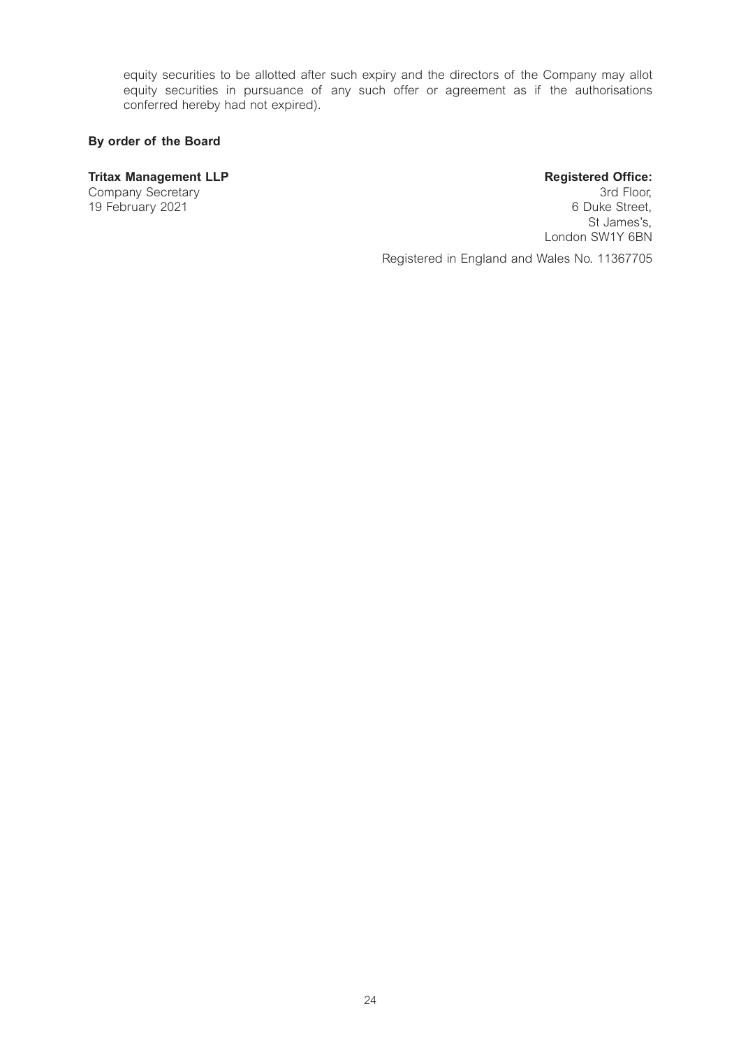equity securities to be allotted after such expiry and the directors of the Company may allot equity securities in pursuance of any such offer or agreement as if the authorisations conferred hereby had not expired).

**By order of the Board**

**Tritax Management LLP**
Company Secretary
19 February 2021

**Registered Office:**
3rd Floor,
6 Duke Street,
St James's,
London SW1Y 6BN

Registered in England and Wales No. 11367705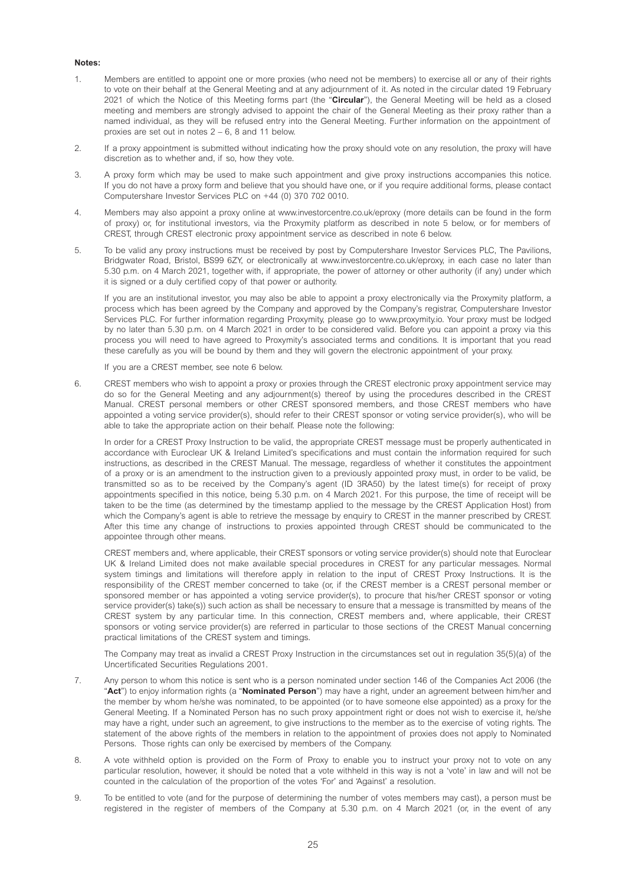**Notes:**

1. Members are entitled to appoint one or more proxies (who need not be members) to exercise all or any of their rights to vote on their behalf at the General Meeting and at any adjournment of it. As noted in the circular dated 19 February 2021 of which the Notice of this Meeting forms part (the "**Circular**"), the General Meeting will be held as a closed meeting and members are strongly advised to appoint the chair of the General Meeting as their proxy rather than a named individual, as they will be refused entry into the General Meeting. Further information on the appointment of proxies are set out in notes 2 – 6, 8 and 11 below.

2. If a proxy appointment is submitted without indicating how the proxy should vote on any resolution, the proxy will have discretion as to whether and, if so, how they vote.

3. A proxy form which may be used to make such appointment and give proxy instructions accompanies this notice. If you do not have a proxy form and believe that you should have one, or if you require additional forms, please contact Computershare Investor Services PLC on +44 (0) 370 702 0010.

4. Members may also appoint a proxy online at www.investorcentre.co.uk/eproxy (more details can be found in the form of proxy) or, for institutional investors, via the Proxymity platform as described in note 5 below, or for members of CREST, through CREST electronic proxy appointment service as described in note 6 below.

5. To be valid any proxy instructions must be received by post by Computershare Investor Services PLC, The Pavilions, Bridgwater Road, Bristol, BS99 6ZY, or electronically at www.investorcentre.co.uk/eproxy, in each case no later than 5.30 p.m. on 4 March 2021, together with, if appropriate, the power of attorney or other authority (if any) under which it is signed or a duly certified copy of that power or authority.

   If you are an institutional investor, you may also be able to appoint a proxy electronically via the Proxymity platform, a process which has been agreed by the Company and approved by the Company's registrar, Computershare Investor Services PLC. For further information regarding Proxymity, please go to www.proxymity.io. Your proxy must be lodged by no later than 5.30 p.m. on 4 March 2021 in order to be considered valid. Before you can appoint a proxy via this process you will need to have agreed to Proxymity's associated terms and conditions. It is important that you read these carefully as you will be bound by them and they will govern the electronic appointment of your proxy.

   If you are a CREST member, see note 6 below.

6. CREST members who wish to appoint a proxy or proxies through the CREST electronic proxy appointment service may do so for the General Meeting and any adjournment(s) thereof by using the procedures described in the CREST Manual. CREST personal members or other CREST sponsored members, and those CREST members who have appointed a voting service provider(s), should refer to their CREST sponsor or voting service provider(s), who will be able to take the appropriate action on their behalf. Please note the following:

   In order for a CREST Proxy Instruction to be valid, the appropriate CREST message must be properly authenticated in accordance with Euroclear UK & Ireland Limited's specifications and must contain the information required for such instructions, as described in the CREST Manual. The message, regardless of whether it constitutes the appointment of a proxy or is an amendment to the instruction given to a previously appointed proxy must, in order to be valid, be transmitted so as to be received by the Company's agent (ID 3RA50) by the latest time(s) for receipt of proxy appointments specified in this notice, being 5.30 p.m. on 4 March 2021. For this purpose, the time of receipt will be taken to be the time (as determined by the timestamp applied to the message by the CREST Application Host) from which the Company's agent is able to retrieve the message by enquiry to CREST in the manner prescribed by CREST. After this time any change of instructions to proxies appointed through CREST should be communicated to the appointee through other means.

   CREST members and, where applicable, their CREST sponsors or voting service provider(s) should note that Euroclear UK & Ireland Limited does not make available special procedures in CREST for any particular messages. Normal system timings and limitations will therefore apply in relation to the input of CREST Proxy Instructions. It is the responsibility of the CREST member concerned to take (or, if the CREST member is a CREST personal member or sponsored member or has appointed a voting service provider(s), to procure that his/her CREST sponsor or voting service provider(s) take(s)) such action as shall be necessary to ensure that a message is transmitted by means of the CREST system by any particular time. In this connection, CREST members and, where applicable, their CREST sponsors or voting service provider(s) are referred in particular to those sections of the CREST Manual concerning practical limitations of the CREST system and timings.

   The Company may treat as invalid a CREST Proxy Instruction in the circumstances set out in regulation 35(5)(a) of the Uncertificated Securities Regulations 2001.

7. Any person to whom this notice is sent who is a person nominated under section 146 of the Companies Act 2006 (the "**Act**") to enjoy information rights (a "**Nominated Person**") may have a right, under an agreement between him/her and the member by whom he/she was nominated, to be appointed (or to have someone else appointed) as a proxy for the General Meeting. If a Nominated Person has no such proxy appointment right or does not wish to exercise it, he/she may have a right, under such an agreement, to give instructions to the member as to the exercise of voting rights. The statement of the above rights of the members in relation to the appointment of proxies does not apply to Nominated Persons. Those rights can only be exercised by members of the Company.

8. A vote withheld option is provided on the Form of Proxy to enable you to instruct your proxy not to vote on any particular resolution, however, it should be noted that a vote withheld in this way is not a 'vote' in law and will not be counted in the calculation of the proportion of the votes 'For' and 'Against' a resolution.

9. To be entitled to vote (and for the purpose of determining the number of votes members may cast), a person must be registered in the register of members of the Company at 5.30 p.m. on 4 March 2021 (or, in the event of any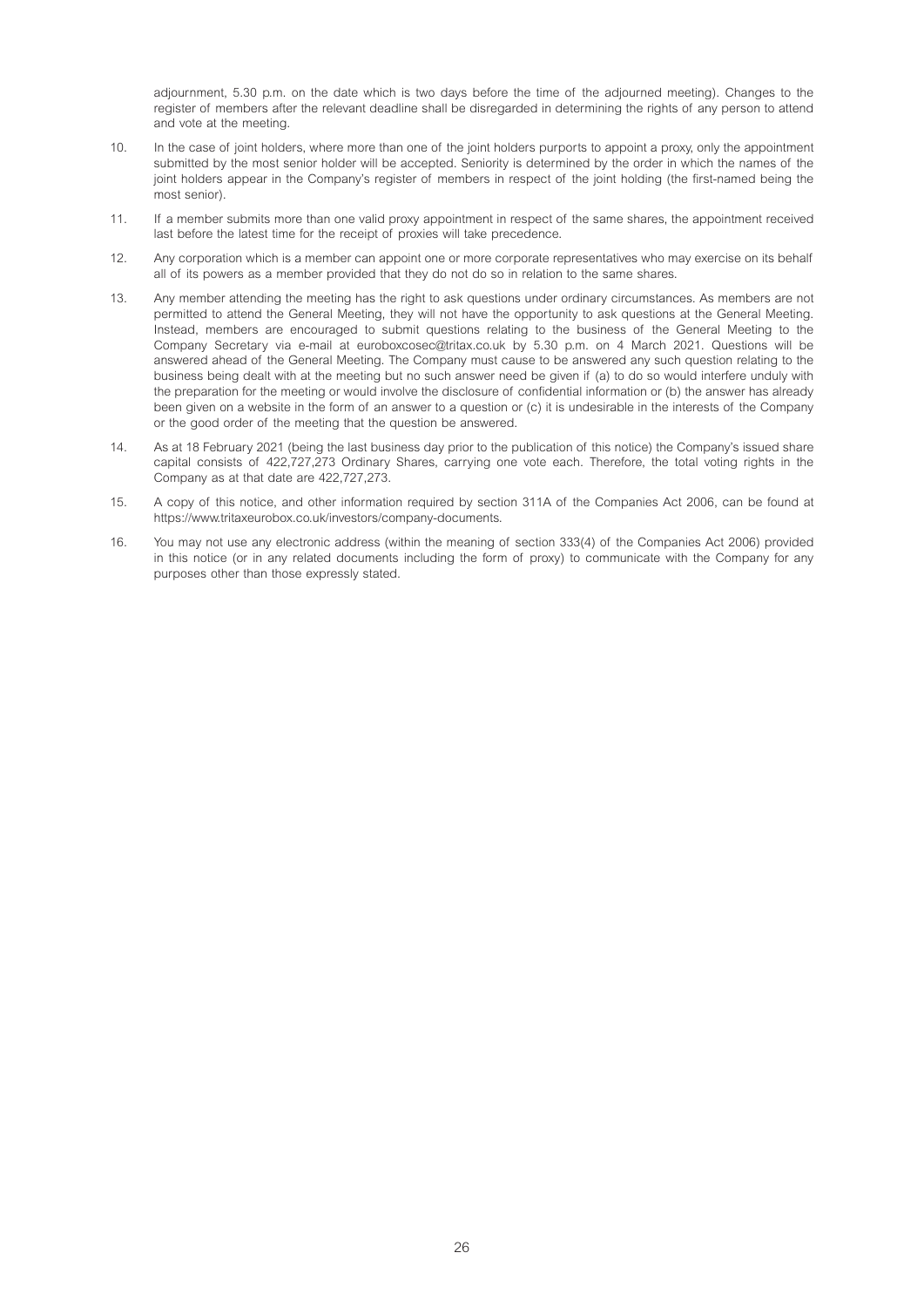adjournment, 5.30 p.m. on the date which is two days before the time of the adjourned meeting). Changes to the register of members after the relevant deadline shall be disregarded in determining the rights of any person to attend and vote at the meeting.

10. In the case of joint holders, where more than one of the joint holders purports to appoint a proxy, only the appointment submitted by the most senior holder will be accepted. Seniority is determined by the order in which the names of the joint holders appear in the Company's register of members in respect of the joint holding (the first-named being the most senior).

11. If a member submits more than one valid proxy appointment in respect of the same shares, the appointment received last before the latest time for the receipt of proxies will take precedence.

12. Any corporation which is a member can appoint one or more corporate representatives who may exercise on its behalf all of its powers as a member provided that they do not do so in relation to the same shares.

13. Any member attending the meeting has the right to ask questions under ordinary circumstances. As members are not permitted to attend the General Meeting, they will not have the opportunity to ask questions at the General Meeting. Instead, members are encouraged to submit questions relating to the business of the General Meeting to the Company Secretary via e-mail at euroboxcosec@tritax.co.uk by 5.30 p.m. on 4 March 2021. Questions will be answered ahead of the General Meeting. The Company must cause to be answered any such question relating to the business being dealt with at the meeting but no such answer need be given if (a) to do so would interfere unduly with the preparation for the meeting or would involve the disclosure of confidential information or (b) the answer has already been given on a website in the form of an answer to a question or (c) it is undesirable in the interests of the Company or the good order of the meeting that the question be answered.

14. As at 18 February 2021 (being the last business day prior to the publication of this notice) the Company's issued share capital consists of 422,727,273 Ordinary Shares, carrying one vote each. Therefore, the total voting rights in the Company as at that date are 422,727,273.

15. A copy of this notice, and other information required by section 311A of the Companies Act 2006, can be found at https://www.tritaxeurobox.co.uk/investors/company-documents.

16. You may not use any electronic address (within the meaning of section 333(4) of the Companies Act 2006) provided in this notice (or in any related documents including the form of proxy) to communicate with the Company for any purposes other than those expressly stated.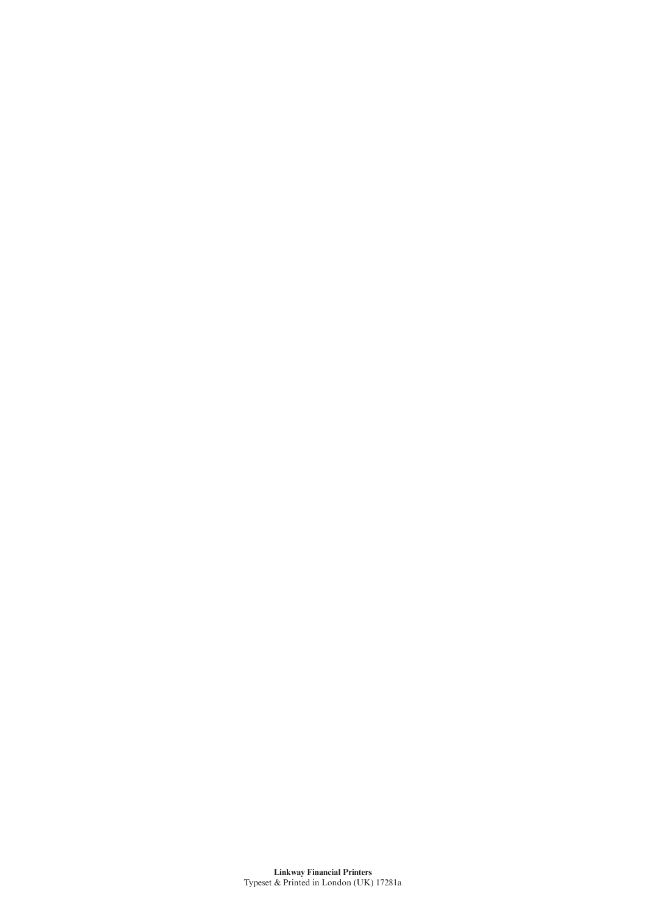**Linkway Financial Printers**
Typeset & Printed in London (UK) 17281a